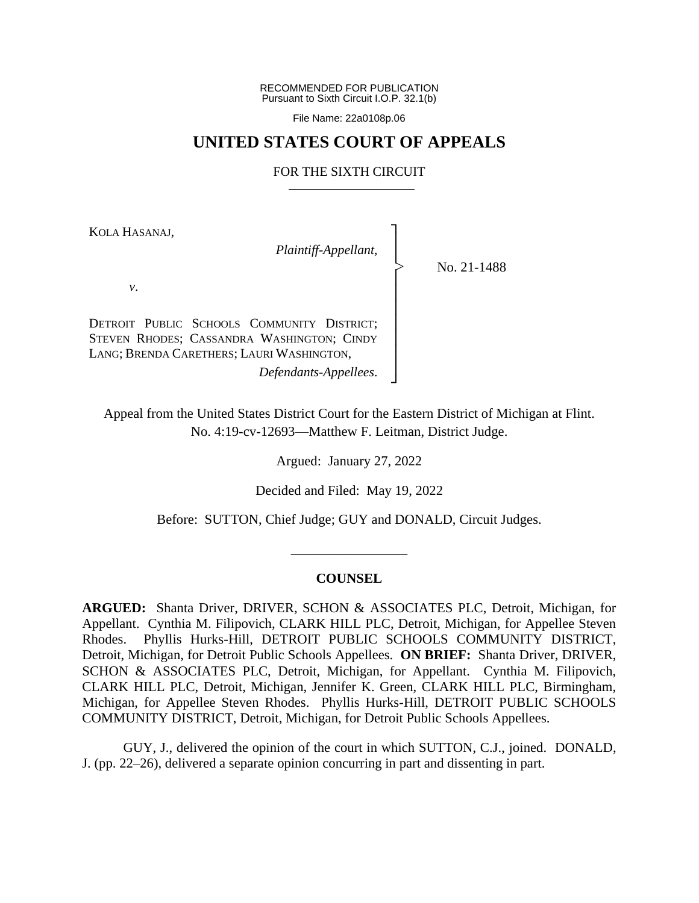RECOMMENDED FOR PUBLICATION
Pursuant to Sixth Circuit I.O.P. 32.1(b)

File Name: 22a0108p.06

# UNITED STATES COURT OF APPEALS

## FOR THE SIXTH CIRCUIT

KOLA HASANAJ,

*Plaintiff-Appellant*,

*v*.

DETROIT PUBLIC SCHOOLS COMMUNITY DISTRICT; STEVEN RHODES; CASSANDRA WASHINGTON; CINDY LANG; BRENDA CARETHERS; LAURI WASHINGTON,

*Defendants-Appellees*.

No. 21-1488

Appeal from the United States District Court for the Eastern District of Michigan at Flint.
No. 4:19-cv-12693—Matthew F. Leitman, District Judge.

Argued: January 27, 2022

Decided and Filed: May 19, 2022

Before: SUTTON, Chief Judge; GUY and DONALD, Circuit Judges.

---

### COUNSEL

**ARGUED:** Shanta Driver, DRIVER, SCHON & ASSOCIATES PLC, Detroit, Michigan, for Appellant. Cynthia M. Filipovich, CLARK HILL PLC, Detroit, Michigan, for Appellee Steven Rhodes. Phyllis Hurks-Hill, DETROIT PUBLIC SCHOOLS COMMUNITY DISTRICT, Detroit, Michigan, for Detroit Public Schools Appellees. **ON BRIEF:** Shanta Driver, DRIVER, SCHON & ASSOCIATES PLC, Detroit, Michigan, for Appellant. Cynthia M. Filipovich, CLARK HILL PLC, Detroit, Michigan, Jennifer K. Green, CLARK HILL PLC, Birmingham, Michigan, for Appellee Steven Rhodes. Phyllis Hurks-Hill, DETROIT PUBLIC SCHOOLS COMMUNITY DISTRICT, Detroit, Michigan, for Detroit Public Schools Appellees.

GUY, J., delivered the opinion of the court in which SUTTON, C.J., joined. DONALD, J. (pp. 22–26), delivered a separate opinion concurring in part and dissenting in part.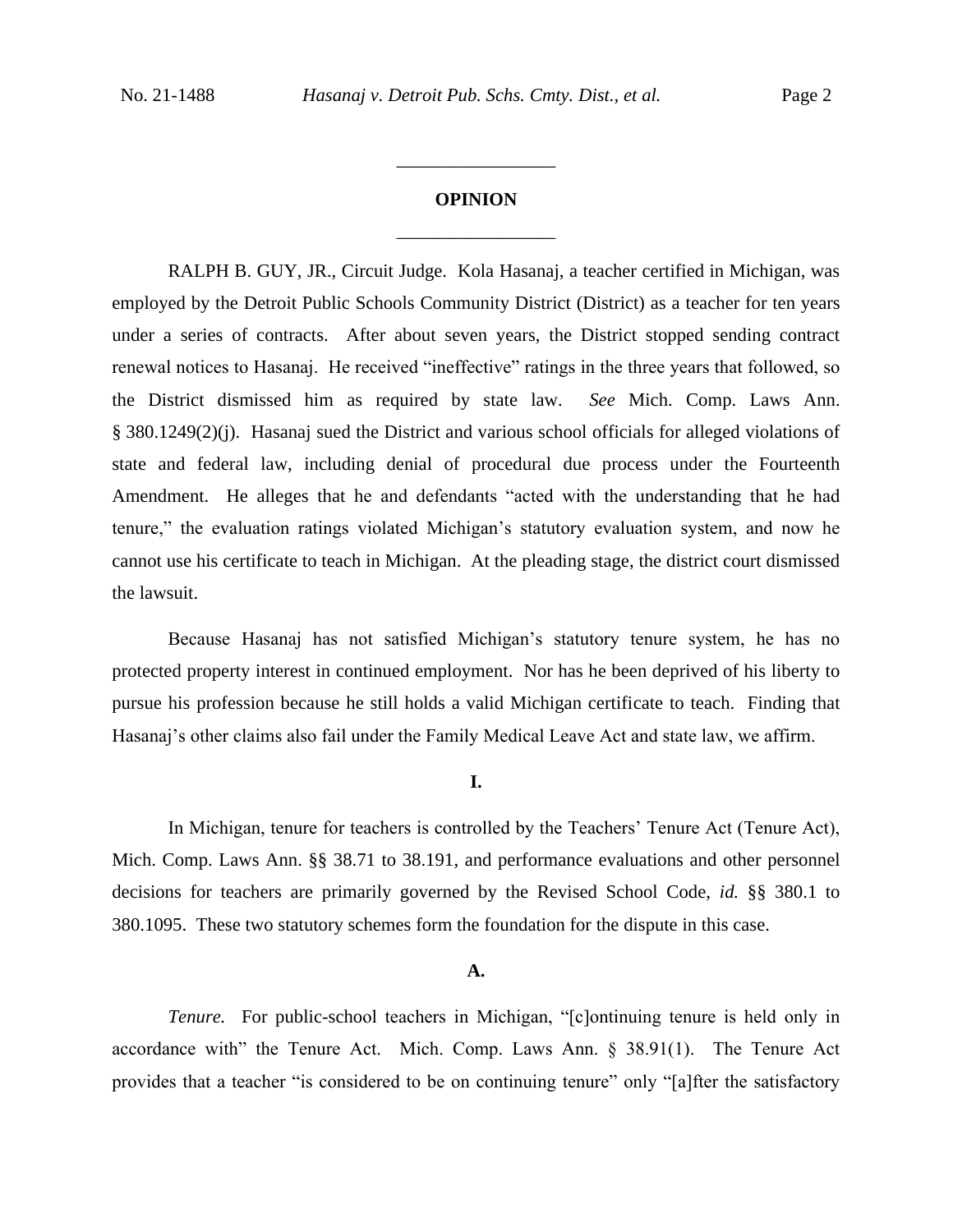## OPINION

RALPH B. GUY, JR., Circuit Judge. Kola Hasanaj, a teacher certified in Michigan, was employed by the Detroit Public Schools Community District (District) as a teacher for ten years under a series of contracts. After about seven years, the District stopped sending contract renewal notices to Hasanaj. He received "ineffective" ratings in the three years that followed, so the District dismissed him as required by state law. *See* Mich. Comp. Laws Ann. § 380.1249(2)(j). Hasanaj sued the District and various school officials for alleged violations of state and federal law, including denial of procedural due process under the Fourteenth Amendment. He alleges that he and defendants "acted with the understanding that he had tenure," the evaluation ratings violated Michigan's statutory evaluation system, and now he cannot use his certificate to teach in Michigan. At the pleading stage, the district court dismissed the lawsuit.

Because Hasanaj has not satisfied Michigan's statutory tenure system, he has no protected property interest in continued employment. Nor has he been deprived of his liberty to pursue his profession because he still holds a valid Michigan certificate to teach. Finding that Hasanaj's other claims also fail under the Family Medical Leave Act and state law, we affirm.

### I.

In Michigan, tenure for teachers is controlled by the Teachers' Tenure Act (Tenure Act), Mich. Comp. Laws Ann. §§ 38.71 to 38.191, and performance evaluations and other personnel decisions for teachers are primarily governed by the Revised School Code, *id.* §§ 380.1 to 380.1095. These two statutory schemes form the foundation for the dispute in this case.

#### A.

*Tenure.* For public-school teachers in Michigan, "[c]ontinuing tenure is held only in accordance with" the Tenure Act. Mich. Comp. Laws Ann. § 38.91(1). The Tenure Act provides that a teacher "is considered to be on continuing tenure" only "[a]fter the satisfactory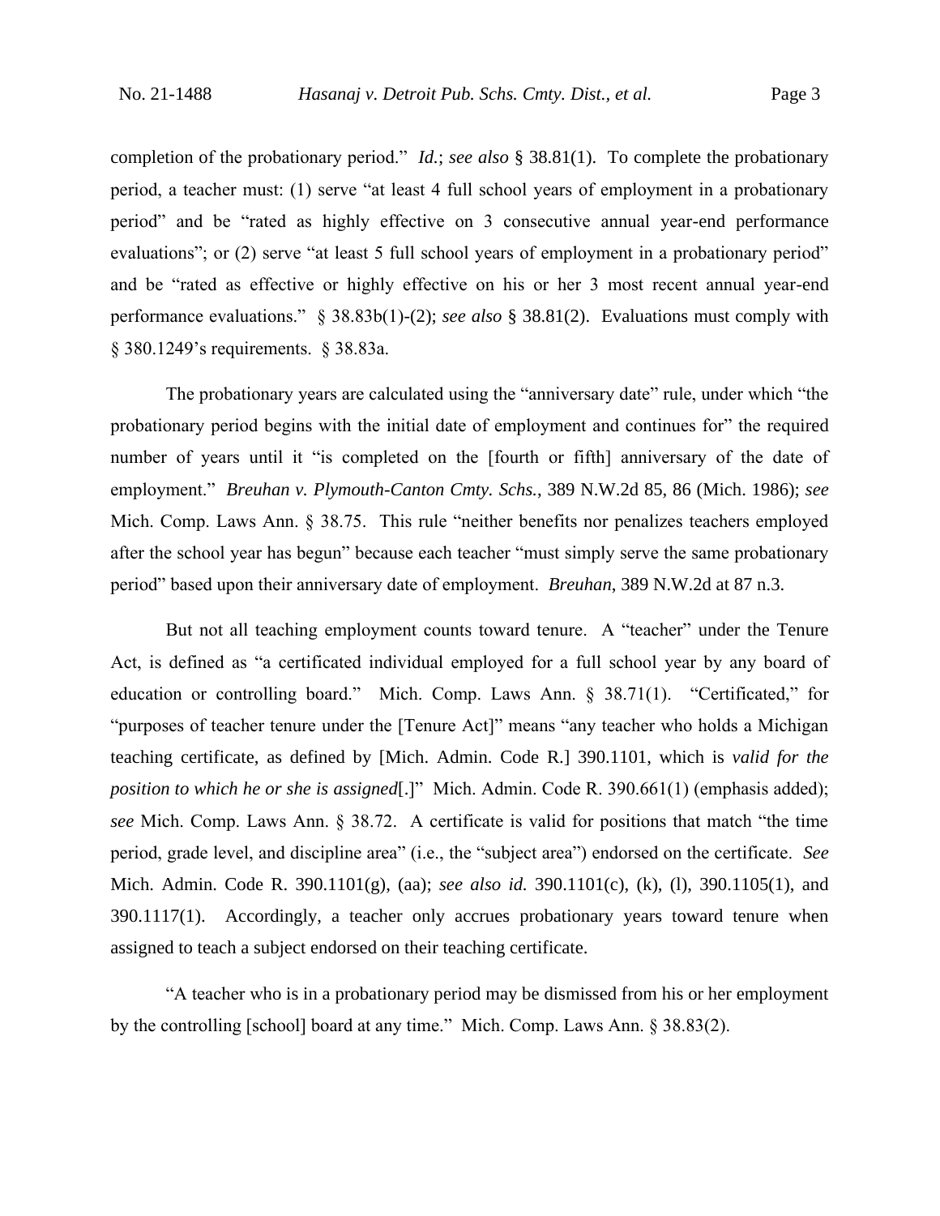completion of the probationary period." *Id.*; *see also* § 38.81(1). To complete the probationary period, a teacher must: (1) serve "at least 4 full school years of employment in a probationary period" and be "rated as highly effective on 3 consecutive annual year-end performance evaluations"; or (2) serve "at least 5 full school years of employment in a probationary period" and be "rated as effective or highly effective on his or her 3 most recent annual year-end performance evaluations." § 38.83b(1)-(2); *see also* § 38.81(2). Evaluations must comply with § 380.1249's requirements. § 38.83a.

The probationary years are calculated using the "anniversary date" rule, under which "the probationary period begins with the initial date of employment and continues for" the required number of years until it "is completed on the [fourth or fifth] anniversary of the date of employment." *Breuhan v. Plymouth-Canton Cmty. Schs.*, 389 N.W.2d 85, 86 (Mich. 1986); *see* Mich. Comp. Laws Ann. § 38.75. This rule "neither benefits nor penalizes teachers employed after the school year has begun" because each teacher "must simply serve the same probationary period" based upon their anniversary date of employment. *Breuhan*, 389 N.W.2d at 87 n.3.

But not all teaching employment counts toward tenure. A "teacher" under the Tenure Act, is defined as "a certificated individual employed for a full school year by any board of education or controlling board." Mich. Comp. Laws Ann. § 38.71(1). "Certificated," for "purposes of teacher tenure under the [Tenure Act]" means "any teacher who holds a Michigan teaching certificate, as defined by [Mich. Admin. Code R.] 390.1101, which is *valid for the position to which he or she is assigned*[.]" Mich. Admin. Code R. 390.661(1) (emphasis added); *see* Mich. Comp. Laws Ann. § 38.72. A certificate is valid for positions that match "the time period, grade level, and discipline area" (i.e., the "subject area") endorsed on the certificate. *See* Mich. Admin. Code R. 390.1101(g), (aa); *see also id.* 390.1101(c), (k), (l), 390.1105(1), and 390.1117(1). Accordingly, a teacher only accrues probationary years toward tenure when assigned to teach a subject endorsed on their teaching certificate.

"A teacher who is in a probationary period may be dismissed from his or her employment by the controlling [school] board at any time." Mich. Comp. Laws Ann. § 38.83(2).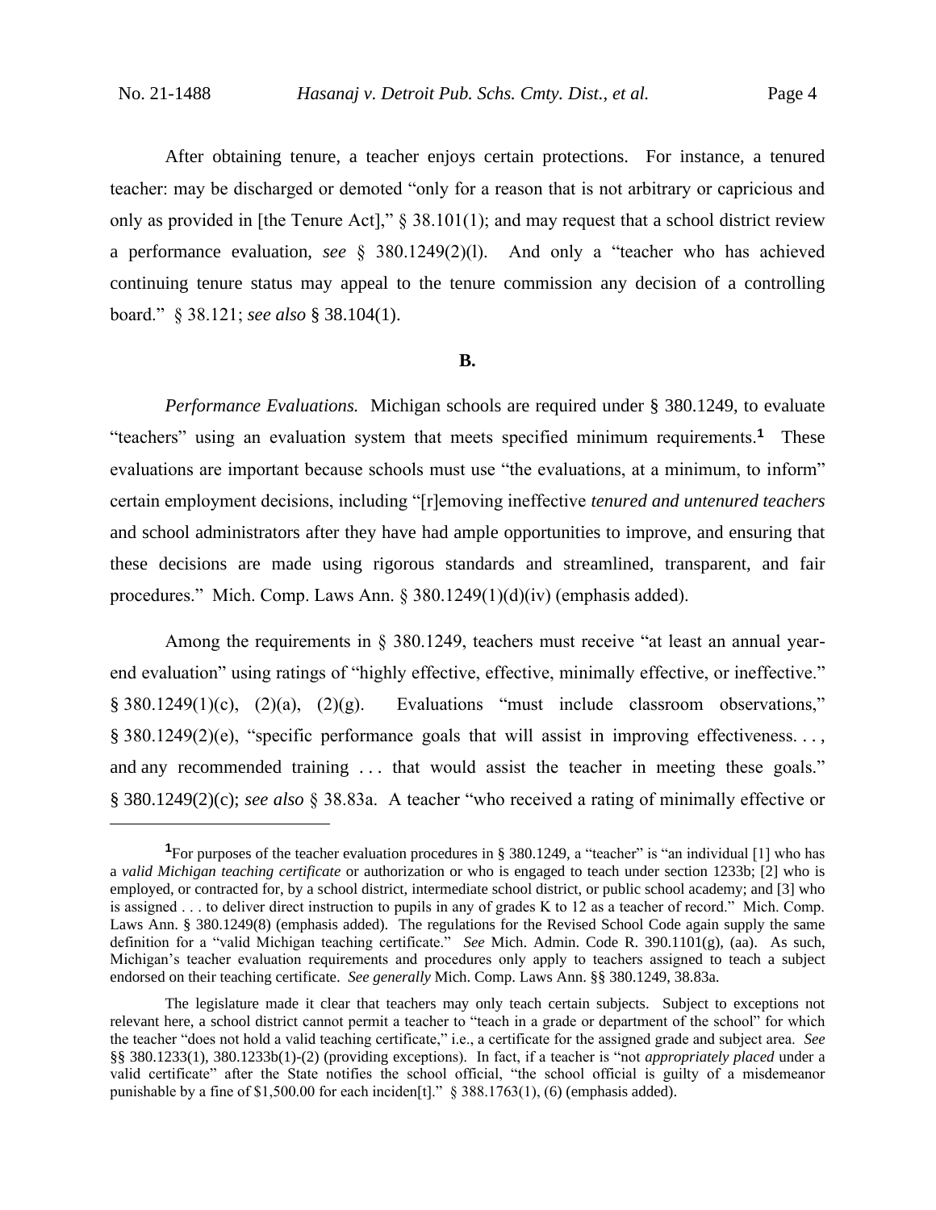After obtaining tenure, a teacher enjoys certain protections. For instance, a tenured teacher: may be discharged or demoted "only for a reason that is not arbitrary or capricious and only as provided in [the Tenure Act]," § 38.101(1); and may request that a school district review a performance evaluation, *see* § 380.1249(2)(l). And only a "teacher who has achieved continuing tenure status may appeal to the tenure commission any decision of a controlling board." § 38.121; *see also* § 38.104(1).

### B.

*Performance Evaluations.* Michigan schools are required under § 380.1249, to evaluate "teachers" using an evaluation system that meets specified minimum requirements.[1] These evaluations are important because schools must use "the evaluations, at a minimum, to inform" certain employment decisions, including "[r]emoving ineffective *tenured and untenured teachers* and school administrators after they have had ample opportunities to improve, and ensuring that these decisions are made using rigorous standards and streamlined, transparent, and fair procedures." Mich. Comp. Laws Ann. § 380.1249(1)(d)(iv) (emphasis added).

Among the requirements in § 380.1249, teachers must receive "at least an annual year-end evaluation" using ratings of "highly effective, effective, minimally effective, or ineffective." § 380.1249(1)(c), (2)(a), (2)(g). Evaluations "must include classroom observations," § 380.1249(2)(e), "specific performance goals that will assist in improving effectiveness. . . , and any recommended training . . . that would assist the teacher in meeting these goals." § 380.1249(2)(c); *see also* § 38.83a. A teacher "who received a rating of minimally effective or

---

[1]For purposes of the teacher evaluation procedures in § 380.1249, a "teacher" is "an individual [1] who has a *valid Michigan teaching certificate* or authorization or who is engaged to teach under section 1233b; [2] who is employed, or contracted for, by a school district, intermediate school district, or public school academy; and [3] who is assigned . . . to deliver direct instruction to pupils in any of grades K to 12 as a teacher of record." Mich. Comp. Laws Ann. § 380.1249(8) (emphasis added). The regulations for the Revised School Code again supply the same definition for a "valid Michigan teaching certificate." *See* Mich. Admin. Code R. 390.1101(g), (aa). As such, Michigan's teacher evaluation requirements and procedures only apply to teachers assigned to teach a subject endorsed on their teaching certificate. *See generally* Mich. Comp. Laws Ann. §§ 380.1249, 38.83a.

The legislature made it clear that teachers may only teach certain subjects. Subject to exceptions not relevant here, a school district cannot permit a teacher to "teach in a grade or department of the school" for which the teacher "does not hold a valid teaching certificate," i.e., a certificate for the assigned grade and subject area. *See* §§ 380.1233(1), 380.1233b(1)-(2) (providing exceptions). In fact, if a teacher is "not *appropriately placed* under a valid certificate" after the State notifies the school official, "the school official is guilty of a misdemeanor punishable by a fine of $1,500.00 for each inciden[t]." § 388.1763(1), (6) (emphasis added).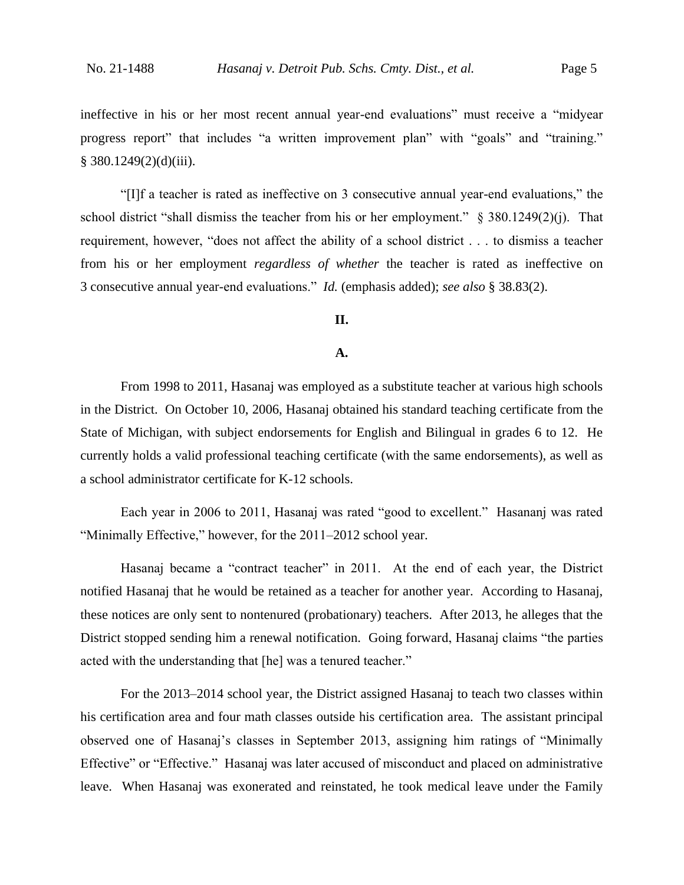ineffective in his or her most recent annual year-end evaluations" must receive a "midyear progress report" that includes "a written improvement plan" with "goals" and "training." § 380.1249(2)(d)(iii).

"[I]f a teacher is rated as ineffective on 3 consecutive annual year-end evaluations," the school district "shall dismiss the teacher from his or her employment." § 380.1249(2)(j). That requirement, however, "does not affect the ability of a school district . . . to dismiss a teacher from his or her employment *regardless of whether* the teacher is rated as ineffective on 3 consecutive annual year-end evaluations." *Id.* (emphasis added); *see also* § 38.83(2).

## II.

### A.

From 1998 to 2011, Hasanaj was employed as a substitute teacher at various high schools in the District. On October 10, 2006, Hasanaj obtained his standard teaching certificate from the State of Michigan, with subject endorsements for English and Bilingual in grades 6 to 12. He currently holds a valid professional teaching certificate (with the same endorsements), as well as a school administrator certificate for K-12 schools.

Each year in 2006 to 2011, Hasanaj was rated "good to excellent." Hasananj was rated "Minimally Effective," however, for the 2011–2012 school year.

Hasanaj became a "contract teacher" in 2011. At the end of each year, the District notified Hasanaj that he would be retained as a teacher for another year. According to Hasanaj, these notices are only sent to nontenured (probationary) teachers. After 2013, he alleges that the District stopped sending him a renewal notification. Going forward, Hasanaj claims "the parties acted with the understanding that [he] was a tenured teacher."

For the 2013–2014 school year, the District assigned Hasanaj to teach two classes within his certification area and four math classes outside his certification area. The assistant principal observed one of Hasanaj's classes in September 2013, assigning him ratings of "Minimally Effective" or "Effective." Hasanaj was later accused of misconduct and placed on administrative leave. When Hasanaj was exonerated and reinstated, he took medical leave under the Family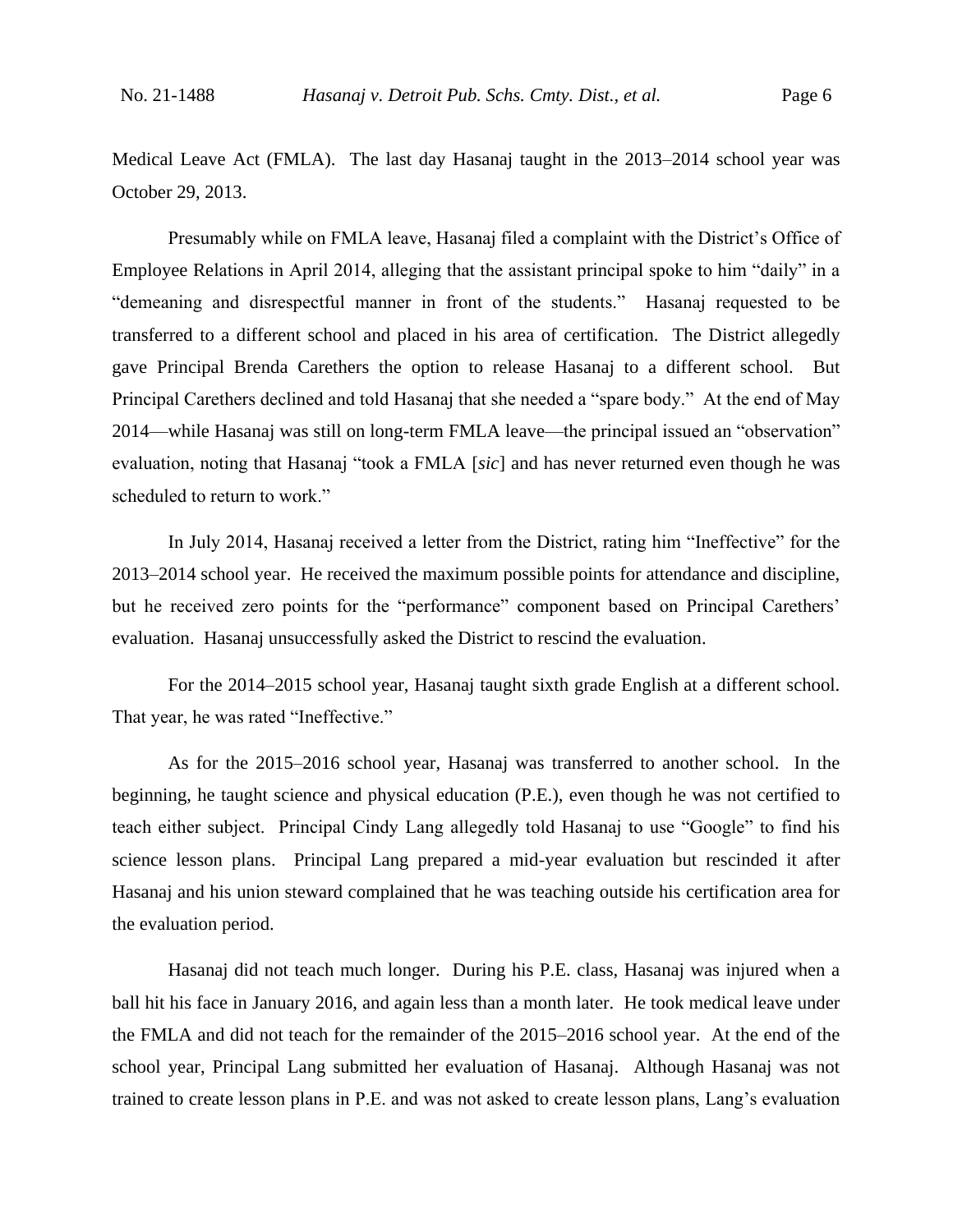Medical Leave Act (FMLA). The last day Hasanaj taught in the 2013–2014 school year was October 29, 2013.

Presumably while on FMLA leave, Hasanaj filed a complaint with the District's Office of Employee Relations in April 2014, alleging that the assistant principal spoke to him "daily" in a "demeaning and disrespectful manner in front of the students." Hasanaj requested to be transferred to a different school and placed in his area of certification. The District allegedly gave Principal Brenda Carethers the option to release Hasanaj to a different school. But Principal Carethers declined and told Hasanaj that she needed a "spare body." At the end of May 2014—while Hasanaj was still on long-term FMLA leave—the principal issued an "observation" evaluation, noting that Hasanaj "took a FMLA [*sic*] and has never returned even though he was scheduled to return to work."

In July 2014, Hasanaj received a letter from the District, rating him "Ineffective" for the 2013–2014 school year. He received the maximum possible points for attendance and discipline, but he received zero points for the "performance" component based on Principal Carethers' evaluation. Hasanaj unsuccessfully asked the District to rescind the evaluation.

For the 2014–2015 school year, Hasanaj taught sixth grade English at a different school. That year, he was rated "Ineffective."

As for the 2015–2016 school year, Hasanaj was transferred to another school. In the beginning, he taught science and physical education (P.E.), even though he was not certified to teach either subject. Principal Cindy Lang allegedly told Hasanaj to use "Google" to find his science lesson plans. Principal Lang prepared a mid-year evaluation but rescinded it after Hasanaj and his union steward complained that he was teaching outside his certification area for the evaluation period.

Hasanaj did not teach much longer. During his P.E. class, Hasanaj was injured when a ball hit his face in January 2016, and again less than a month later. He took medical leave under the FMLA and did not teach for the remainder of the 2015–2016 school year. At the end of the school year, Principal Lang submitted her evaluation of Hasanaj. Although Hasanaj was not trained to create lesson plans in P.E. and was not asked to create lesson plans, Lang's evaluation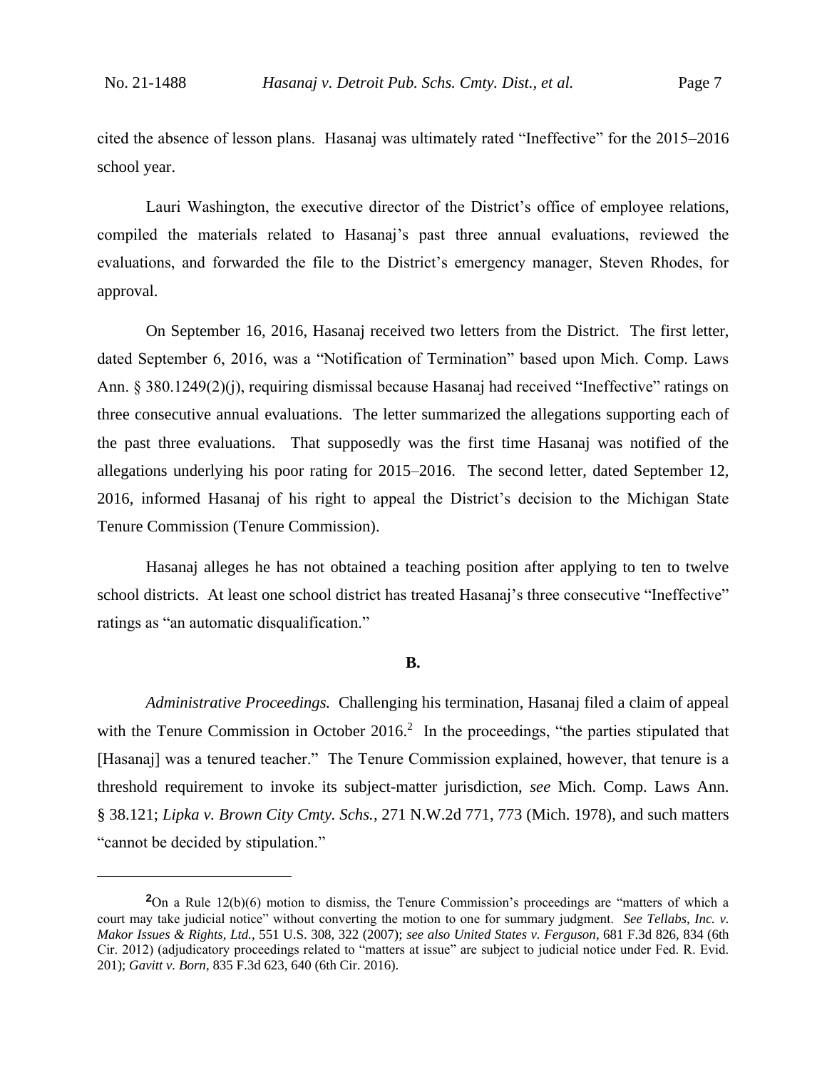cited the absence of lesson plans. Hasanaj was ultimately rated "Ineffective" for the 2015–2016 school year.

Lauri Washington, the executive director of the District's office of employee relations, compiled the materials related to Hasanaj's past three annual evaluations, reviewed the evaluations, and forwarded the file to the District's emergency manager, Steven Rhodes, for approval.

On September 16, 2016, Hasanaj received two letters from the District. The first letter, dated September 6, 2016, was a "Notification of Termination" based upon Mich. Comp. Laws Ann. § 380.1249(2)(j), requiring dismissal because Hasanaj had received "Ineffective" ratings on three consecutive annual evaluations. The letter summarized the allegations supporting each of the past three evaluations. That supposedly was the first time Hasanaj was notified of the allegations underlying his poor rating for 2015–2016. The second letter, dated September 12, 2016, informed Hasanaj of his right to appeal the District's decision to the Michigan State Tenure Commission (Tenure Commission).

Hasanaj alleges he has not obtained a teaching position after applying to ten to twelve school districts. At least one school district has treated Hasanaj's three consecutive "Ineffective" ratings as "an automatic disqualification."

**B.**

*Administrative Proceedings.* Challenging his termination, Hasanaj filed a claim of appeal with the Tenure Commission in October 2016.[2] In the proceedings, "the parties stipulated that [Hasanaj] was a tenured teacher." The Tenure Commission explained, however, that tenure is a threshold requirement to invoke its subject-matter jurisdiction, *see* Mich. Comp. Laws Ann. § 38.121; *Lipka v. Brown City Cmty. Schs.*, 271 N.W.2d 771, 773 (Mich. 1978), and such matters "cannot be decided by stipulation."

---

[2]On a Rule 12(b)(6) motion to dismiss, the Tenure Commission's proceedings are "matters of which a court may take judicial notice" without converting the motion to one for summary judgment. *See Tellabs, Inc. v. Makor Issues & Rights, Ltd.*, 551 U.S. 308, 322 (2007); *see also United States v. Ferguson*, 681 F.3d 826, 834 (6th Cir. 2012) (adjudicatory proceedings related to "matters at issue" are subject to judicial notice under Fed. R. Evid. 201); *Gavitt v. Born*, 835 F.3d 623, 640 (6th Cir. 2016).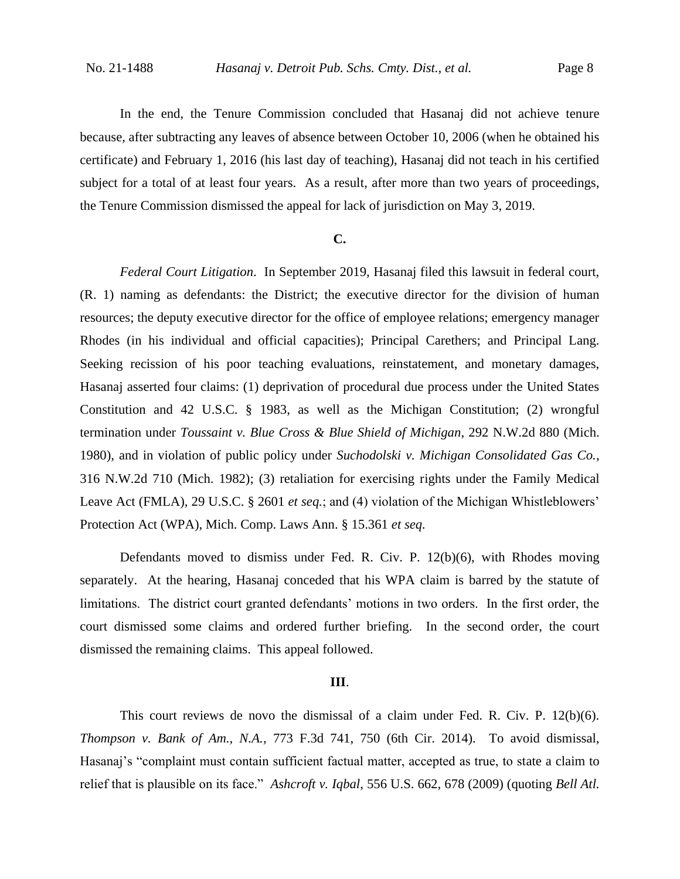In the end, the Tenure Commission concluded that Hasanaj did not achieve tenure because, after subtracting any leaves of absence between October 10, 2006 (when he obtained his certificate) and February 1, 2016 (his last day of teaching), Hasanaj did not teach in his certified subject for a total of at least four years. As a result, after more than two years of proceedings, the Tenure Commission dismissed the appeal for lack of jurisdiction on May 3, 2019.

**C.**

*Federal Court Litigation.* In September 2019, Hasanaj filed this lawsuit in federal court, (R. 1) naming as defendants: the District; the executive director for the division of human resources; the deputy executive director for the office of employee relations; emergency manager Rhodes (in his individual and official capacities); Principal Carethers; and Principal Lang. Seeking recission of his poor teaching evaluations, reinstatement, and monetary damages, Hasanaj asserted four claims: (1) deprivation of procedural due process under the United States Constitution and 42 U.S.C. § 1983, as well as the Michigan Constitution; (2) wrongful termination under *Toussaint v. Blue Cross & Blue Shield of Michigan*, 292 N.W.2d 880 (Mich. 1980), and in violation of public policy under *Suchodolski v. Michigan Consolidated Gas Co.*, 316 N.W.2d 710 (Mich. 1982); (3) retaliation for exercising rights under the Family Medical Leave Act (FMLA), 29 U.S.C. § 2601 *et seq.*; and (4) violation of the Michigan Whistleblowers' Protection Act (WPA), Mich. Comp. Laws Ann. § 15.361 *et seq.*

Defendants moved to dismiss under Fed. R. Civ. P. 12(b)(6), with Rhodes moving separately. At the hearing, Hasanaj conceded that his WPA claim is barred by the statute of limitations. The district court granted defendants' motions in two orders. In the first order, the court dismissed some claims and ordered further briefing. In the second order, the court dismissed the remaining claims. This appeal followed.

**III.**

This court reviews de novo the dismissal of a claim under Fed. R. Civ. P. 12(b)(6). *Thompson v. Bank of Am., N.A.*, 773 F.3d 741, 750 (6th Cir. 2014). To avoid dismissal, Hasanaj's "complaint must contain sufficient factual matter, accepted as true, to state a claim to relief that is plausible on its face." *Ashcroft v. Iqbal*, 556 U.S. 662, 678 (2009) (quoting *Bell Atl.*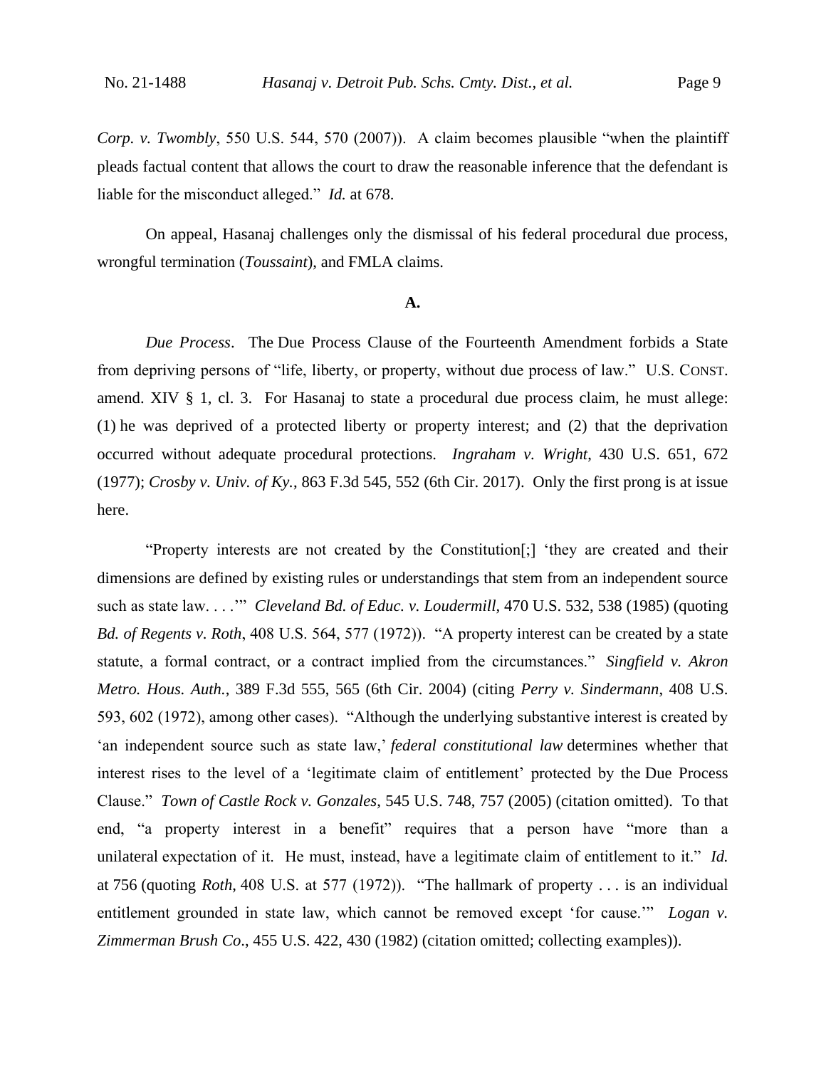*Corp. v. Twombly*, 550 U.S. 544, 570 (2007)). A claim becomes plausible "when the plaintiff pleads factual content that allows the court to draw the reasonable inference that the defendant is liable for the misconduct alleged." *Id.* at 678.

On appeal, Hasanaj challenges only the dismissal of his federal procedural due process, wrongful termination (*Toussaint*), and FMLA claims.

**A.**

*Due Process*. The Due Process Clause of the Fourteenth Amendment forbids a State from depriving persons of "life, liberty, or property, without due process of law." U.S. CONST. amend. XIV § 1, cl. 3. For Hasanaj to state a procedural due process claim, he must allege: (1) he was deprived of a protected liberty or property interest; and (2) that the deprivation occurred without adequate procedural protections. *Ingraham v. Wright*, 430 U.S. 651, 672 (1977); *Crosby v. Univ. of Ky.*, 863 F.3d 545, 552 (6th Cir. 2017). Only the first prong is at issue here.

"Property interests are not created by the Constitution[;] 'they are created and their dimensions are defined by existing rules or understandings that stem from an independent source such as state law. . . .'" *Cleveland Bd. of Educ. v. Loudermill*, 470 U.S. 532, 538 (1985) (quoting *Bd. of Regents v. Roth*, 408 U.S. 564, 577 (1972)). "A property interest can be created by a state statute, a formal contract, or a contract implied from the circumstances." *Singfield v. Akron Metro. Hous. Auth.*, 389 F.3d 555, 565 (6th Cir. 2004) (citing *Perry v. Sindermann*, 408 U.S. 593, 602 (1972), among other cases). "Although the underlying substantive interest is created by 'an independent source such as state law,' *federal constitutional law* determines whether that interest rises to the level of a 'legitimate claim of entitlement' protected by the Due Process Clause." *Town of Castle Rock v. Gonzales*, 545 U.S. 748, 757 (2005) (citation omitted). To that end, "a property interest in a benefit" requires that a person have "more than a unilateral expectation of it. He must, instead, have a legitimate claim of entitlement to it." *Id.* at 756 (quoting *Roth*, 408 U.S. at 577 (1972)). "The hallmark of property . . . is an individual entitlement grounded in state law, which cannot be removed except 'for cause.'" *Logan v. Zimmerman Brush Co.*, 455 U.S. 422, 430 (1982) (citation omitted; collecting examples)).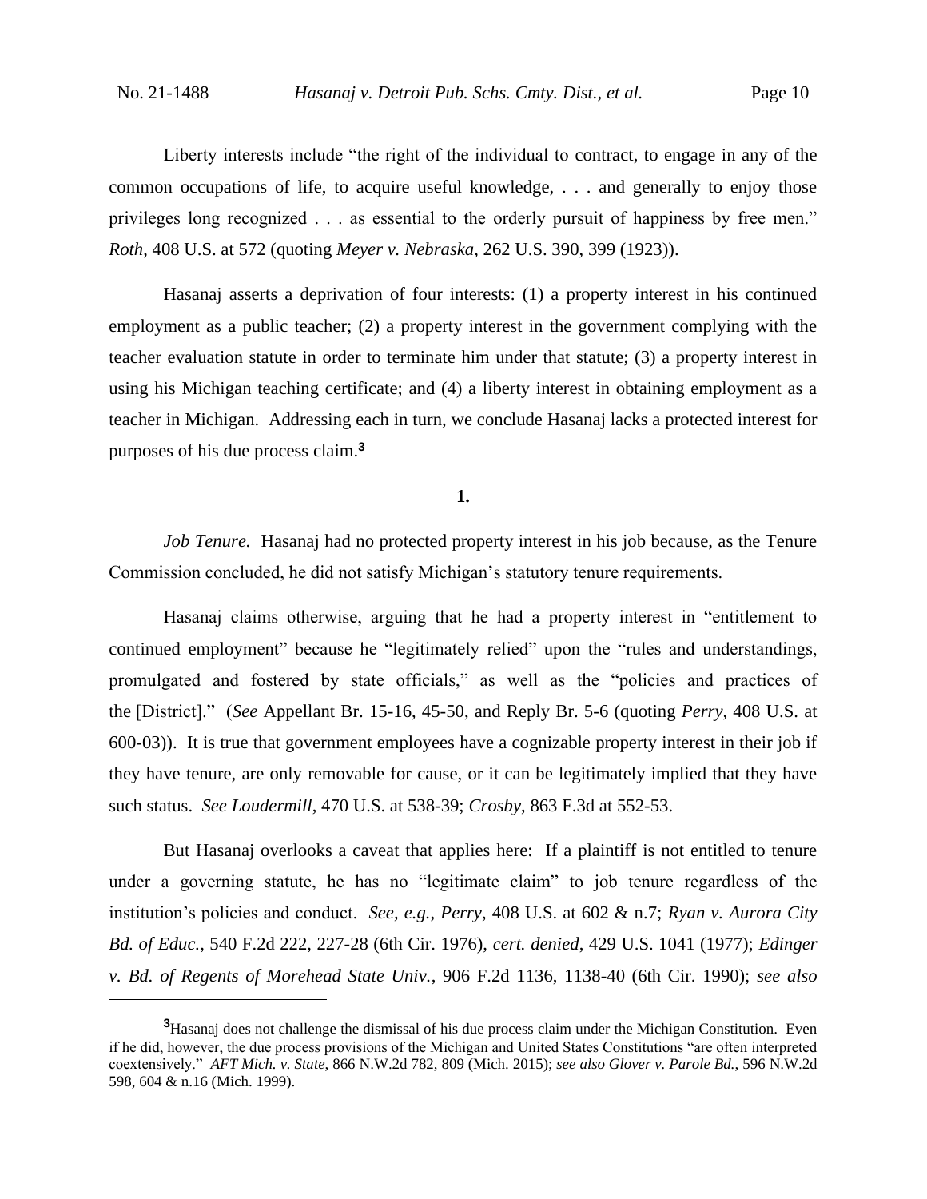Liberty interests include "the right of the individual to contract, to engage in any of the common occupations of life, to acquire useful knowledge, . . . and generally to enjoy those privileges long recognized . . . as essential to the orderly pursuit of happiness by free men." *Roth*, 408 U.S. at 572 (quoting *Meyer v. Nebraska*, 262 U.S. 390, 399 (1923)).

Hasanaj asserts a deprivation of four interests: (1) a property interest in his continued employment as a public teacher; (2) a property interest in the government complying with the teacher evaluation statute in order to terminate him under that statute; (3) a property interest in using his Michigan teaching certificate; and (4) a liberty interest in obtaining employment as a teacher in Michigan. Addressing each in turn, we conclude Hasanaj lacks a protected interest for purposes of his due process claim.[3]

**1.**

*Job Tenure.* Hasanaj had no protected property interest in his job because, as the Tenure Commission concluded, he did not satisfy Michigan's statutory tenure requirements.

Hasanaj claims otherwise, arguing that he had a property interest in "entitlement to continued employment" because he "legitimately relied" upon the "rules and understandings, promulgated and fostered by state officials," as well as the "policies and practices of the [District]." (*See* Appellant Br. 15-16, 45-50, and Reply Br. 5-6 (quoting *Perry*, 408 U.S. at 600-03)). It is true that government employees have a cognizable property interest in their job if they have tenure, are only removable for cause, or it can be legitimately implied that they have such status. *See Loudermill*, 470 U.S. at 538-39; *Crosby*, 863 F.3d at 552-53.

But Hasanaj overlooks a caveat that applies here: If a plaintiff is not entitled to tenure under a governing statute, he has no "legitimate claim" to job tenure regardless of the institution's policies and conduct. *See, e.g.*, *Perry*, 408 U.S. at 602 & n.7; *Ryan v. Aurora City Bd. of Educ.*, 540 F.2d 222, 227-28 (6th Cir. 1976), *cert. denied*, 429 U.S. 1041 (1977); *Edinger v. Bd. of Regents of Morehead State Univ.*, 906 F.2d 1136, 1138-40 (6th Cir. 1990); *see also*

---

[3] Hasanaj does not challenge the dismissal of his due process claim under the Michigan Constitution. Even if he did, however, the due process provisions of the Michigan and United States Constitutions "are often interpreted coextensively." *AFT Mich. v. State*, 866 N.W.2d 782, 809 (Mich. 2015); *see also Glover v. Parole Bd.*, 596 N.W.2d 598, 604 & n.16 (Mich. 1999).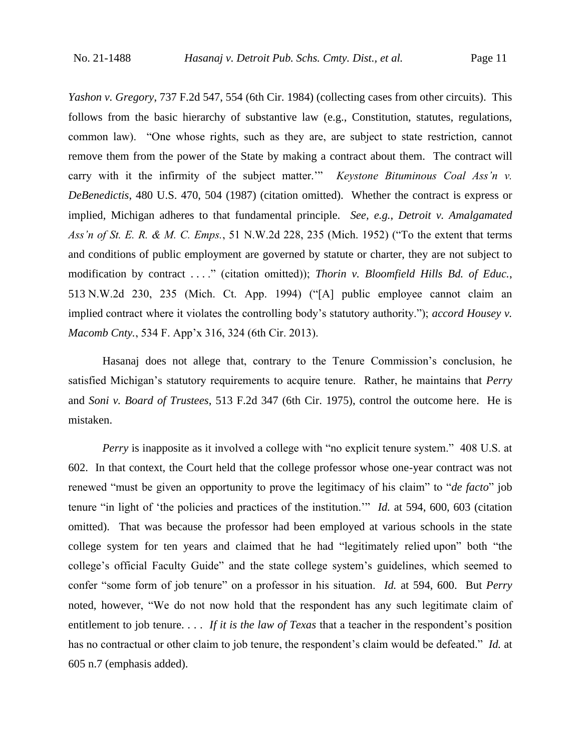*Yashon v. Gregory*, 737 F.2d 547, 554 (6th Cir. 1984) (collecting cases from other circuits). This follows from the basic hierarchy of substantive law (e.g., Constitution, statutes, regulations, common law). "One whose rights, such as they are, are subject to state restriction, cannot remove them from the power of the State by making a contract about them. The contract will carry with it the infirmity of the subject matter.'" *Keystone Bituminous Coal Ass'n v. DeBenedictis*, 480 U.S. 470, 504 (1987) (citation omitted). Whether the contract is express or implied, Michigan adheres to that fundamental principle. *See, e.g.*, *Detroit v. Amalgamated Ass'n of St. E. R. & M. C. Emps.*, 51 N.W.2d 228, 235 (Mich. 1952) ("To the extent that terms and conditions of public employment are governed by statute or charter, they are not subject to modification by contract . . . ." (citation omitted)); *Thorin v. Bloomfield Hills Bd. of Educ.*, 513 N.W.2d 230, 235 (Mich. Ct. App. 1994) ("[A] public employee cannot claim an implied contract where it violates the controlling body's statutory authority."); *accord Housey v. Macomb Cnty.*, 534 F. App'x 316, 324 (6th Cir. 2013).

Hasanaj does not allege that, contrary to the Tenure Commission's conclusion, he satisfied Michigan's statutory requirements to acquire tenure. Rather, he maintains that *Perry* and *Soni v. Board of Trustees*, 513 F.2d 347 (6th Cir. 1975), control the outcome here. He is mistaken.

*Perry* is inapposite as it involved a college with "no explicit tenure system." 408 U.S. at 602. In that context, the Court held that the college professor whose one-year contract was not renewed "must be given an opportunity to prove the legitimacy of his claim" to "*de facto*" job tenure "in light of 'the policies and practices of the institution.'" *Id.* at 594, 600, 603 (citation omitted). That was because the professor had been employed at various schools in the state college system for ten years and claimed that he had "legitimately relied upon" both "the college's official Faculty Guide" and the state college system's guidelines, which seemed to confer "some form of job tenure" on a professor in his situation. *Id.* at 594, 600. But *Perry* noted, however, "We do not now hold that the respondent has any such legitimate claim of entitlement to job tenure. . . . *If it is the law of Texas* that a teacher in the respondent's position has no contractual or other claim to job tenure, the respondent's claim would be defeated." *Id.* at 605 n.7 (emphasis added).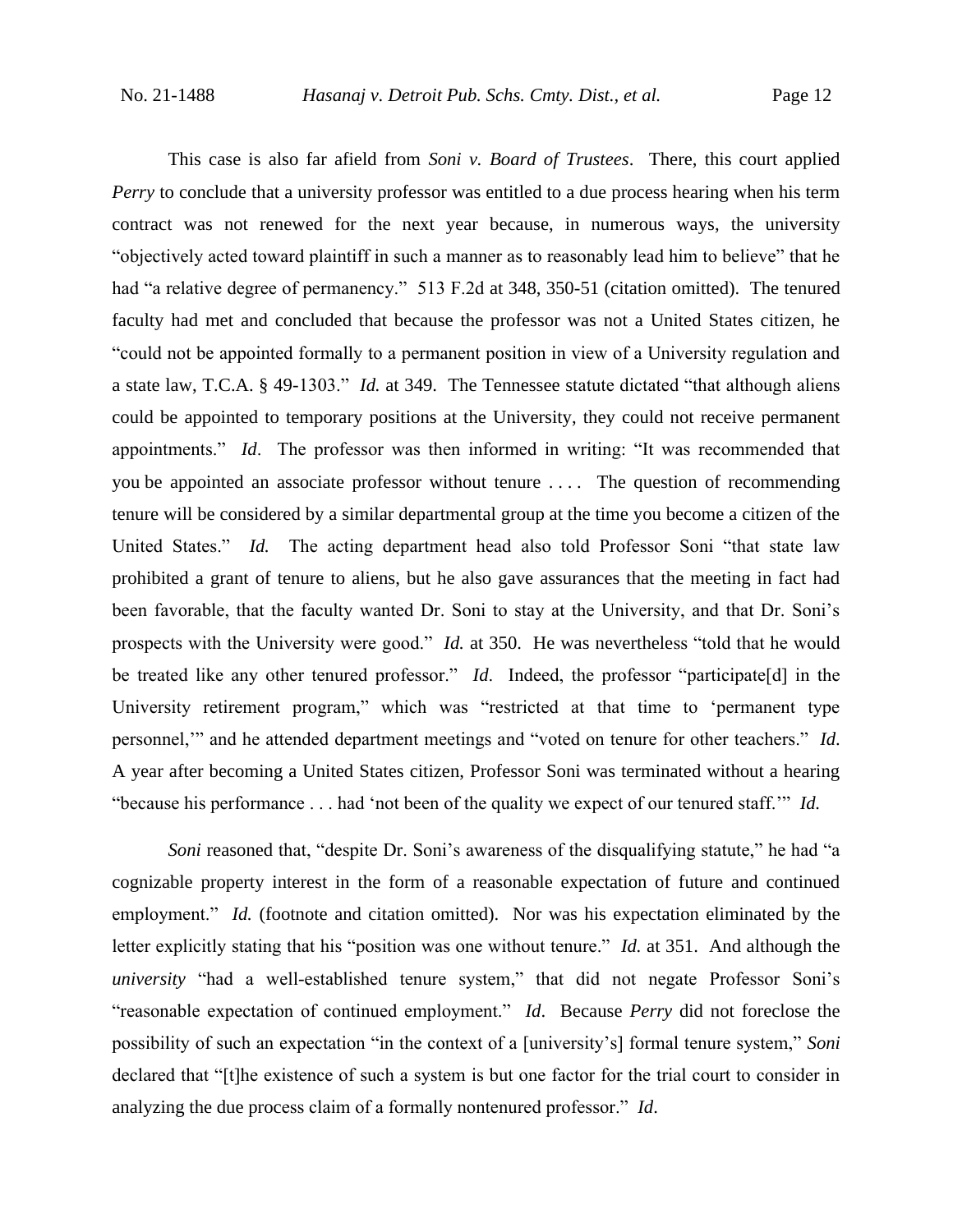This case is also far afield from *Soni v. Board of Trustees*. There, this court applied *Perry* to conclude that a university professor was entitled to a due process hearing when his term contract was not renewed for the next year because, in numerous ways, the university "objectively acted toward plaintiff in such a manner as to reasonably lead him to believe" that he had "a relative degree of permanency." 513 F.2d at 348, 350-51 (citation omitted). The tenured faculty had met and concluded that because the professor was not a United States citizen, he "could not be appointed formally to a permanent position in view of a University regulation and a state law, T.C.A. § 49-1303." *Id.* at 349. The Tennessee statute dictated "that although aliens could be appointed to temporary positions at the University, they could not receive permanent appointments." *Id*. The professor was then informed in writing: "It was recommended that you be appointed an associate professor without tenure . . . . The question of recommending tenure will be considered by a similar departmental group at the time you become a citizen of the United States." *Id.* The acting department head also told Professor Soni "that state law prohibited a grant of tenure to aliens, but he also gave assurances that the meeting in fact had been favorable, that the faculty wanted Dr. Soni to stay at the University, and that Dr. Soni's prospects with the University were good." *Id.* at 350. He was nevertheless "told that he would be treated like any other tenured professor." *Id*. Indeed, the professor "participate[d] in the University retirement program," which was "restricted at that time to 'permanent type personnel,'" and he attended department meetings and "voted on tenure for other teachers." *Id*. A year after becoming a United States citizen, Professor Soni was terminated without a hearing "because his performance . . . had 'not been of the quality we expect of our tenured staff.'" *Id.*

*Soni* reasoned that, "despite Dr. Soni's awareness of the disqualifying statute," he had "a cognizable property interest in the form of a reasonable expectation of future and continued employment." *Id.* (footnote and citation omitted). Nor was his expectation eliminated by the letter explicitly stating that his "position was one without tenure." *Id.* at 351. And although the *university* "had a well-established tenure system," that did not negate Professor Soni's "reasonable expectation of continued employment." *Id*. Because *Perry* did not foreclose the possibility of such an expectation "in the context of a [university's] formal tenure system," *Soni* declared that "[t]he existence of such a system is but one factor for the trial court to consider in analyzing the due process claim of a formally nontenured professor." *Id*.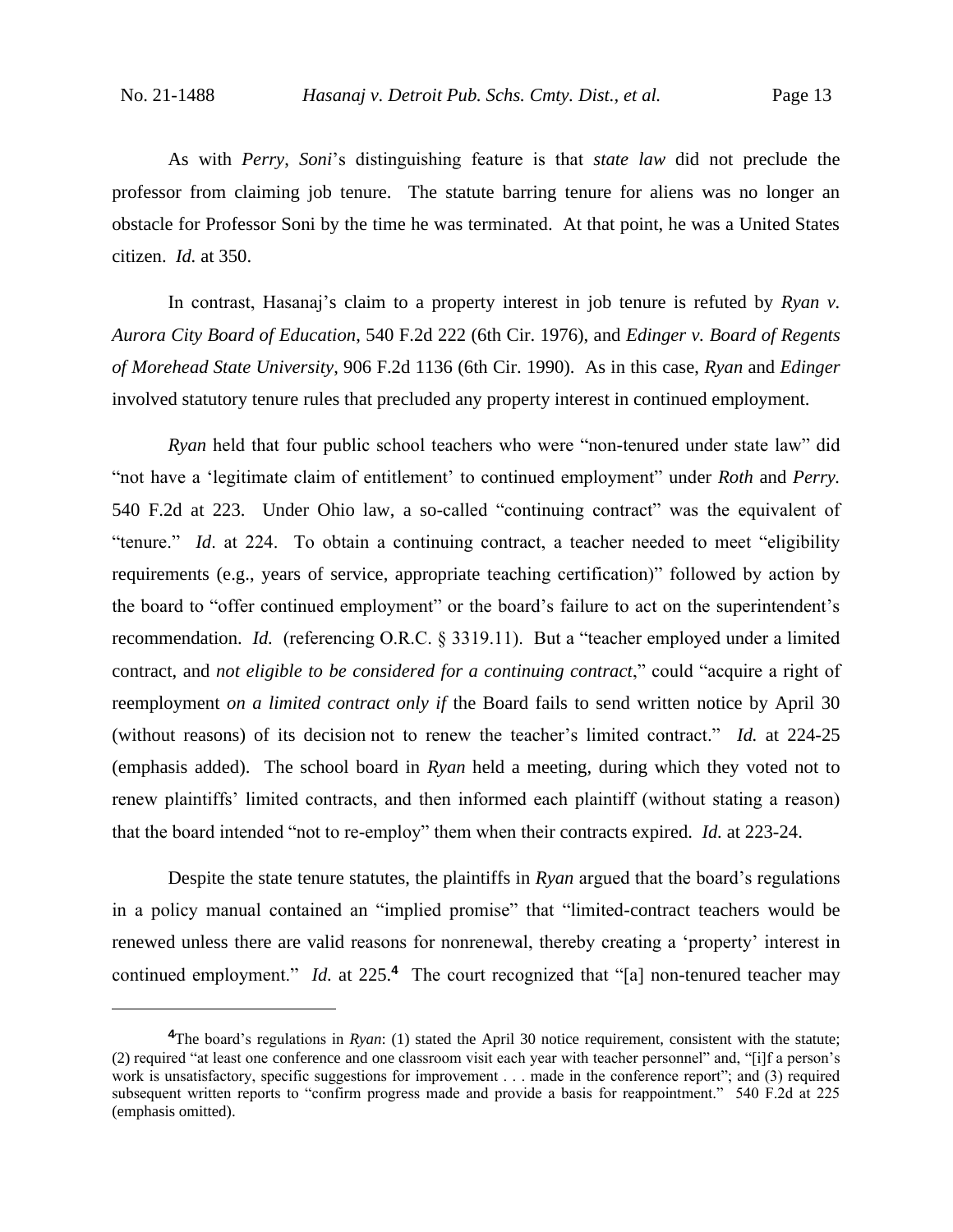As with *Perry*, *Soni*'s distinguishing feature is that *state law* did not preclude the professor from claiming job tenure. The statute barring tenure for aliens was no longer an obstacle for Professor Soni by the time he was terminated. At that point, he was a United States citizen. *Id.* at 350.

In contrast, Hasanaj's claim to a property interest in job tenure is refuted by *Ryan v. Aurora City Board of Education*, 540 F.2d 222 (6th Cir. 1976), and *Edinger v. Board of Regents of Morehead State University*, 906 F.2d 1136 (6th Cir. 1990). As in this case, *Ryan* and *Edinger* involved statutory tenure rules that precluded any property interest in continued employment.

*Ryan* held that four public school teachers who were "non-tenured under state law" did "not have a 'legitimate claim of entitlement' to continued employment" under *Roth* and *Perry.* 540 F.2d at 223. Under Ohio law, a so-called "continuing contract" was the equivalent of "tenure." *Id*. at 224. To obtain a continuing contract, a teacher needed to meet "eligibility requirements (e.g., years of service, appropriate teaching certification)" followed by action by the board to "offer continued employment" or the board's failure to act on the superintendent's recommendation. *Id.* (referencing O.R.C. § 3319.11). But a "teacher employed under a limited contract, and *not eligible to be considered for a continuing contract*," could "acquire a right of reemployment *on a limited contract only if* the Board fails to send written notice by April 30 (without reasons) of its decision not to renew the teacher's limited contract." *Id.* at 224-25 (emphasis added). The school board in *Ryan* held a meeting, during which they voted not to renew plaintiffs' limited contracts, and then informed each plaintiff (without stating a reason) that the board intended "not to re-employ" them when their contracts expired. *Id.* at 223-24.

Despite the state tenure statutes, the plaintiffs in *Ryan* argued that the board's regulations in a policy manual contained an "implied promise" that "limited-contract teachers would be renewed unless there are valid reasons for nonrenewal, thereby creating a 'property' interest in continued employment." *Id.* at 225.[4] The court recognized that "[a] non-tenured teacher may

[4]The board's regulations in *Ryan*: (1) stated the April 30 notice requirement, consistent with the statute; (2) required "at least one conference and one classroom visit each year with teacher personnel" and, "[i]f a person's work is unsatisfactory, specific suggestions for improvement . . . made in the conference report"; and (3) required subsequent written reports to "confirm progress made and provide a basis for reappointment." 540 F.2d at 225 (emphasis omitted).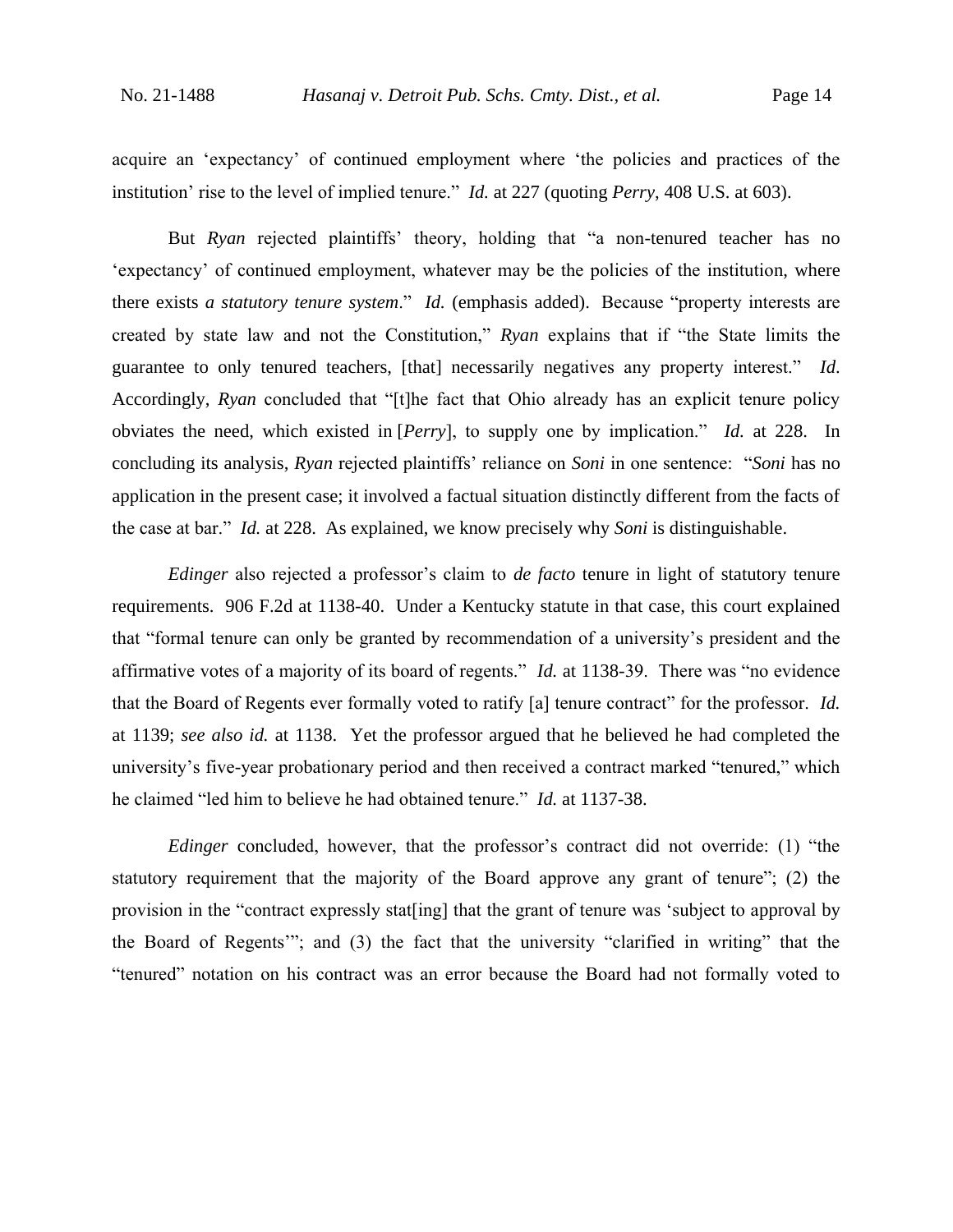acquire an 'expectancy' of continued employment where 'the policies and practices of the institution' rise to the level of implied tenure." *Id.* at 227 (quoting *Perry*, 408 U.S. at 603).

But *Ryan* rejected plaintiffs' theory, holding that "a non-tenured teacher has no 'expectancy' of continued employment, whatever may be the policies of the institution, where there exists *a statutory tenure system*." *Id.* (emphasis added). Because "property interests are created by state law and not the Constitution," *Ryan* explains that if "the State limits the guarantee to only tenured teachers, [that] necessarily negatives any property interest." *Id*. Accordingly, *Ryan* concluded that "[t]he fact that Ohio already has an explicit tenure policy obviates the need, which existed in [*Perry*], to supply one by implication." *Id.* at 228. In concluding its analysis, *Ryan* rejected plaintiffs' reliance on *Soni* in one sentence: "*Soni* has no application in the present case; it involved a factual situation distinctly different from the facts of the case at bar." *Id.* at 228. As explained, we know precisely why *Soni* is distinguishable.

*Edinger* also rejected a professor's claim to *de facto* tenure in light of statutory tenure requirements. 906 F.2d at 1138-40. Under a Kentucky statute in that case, this court explained that "formal tenure can only be granted by recommendation of a university's president and the affirmative votes of a majority of its board of regents." *Id.* at 1138-39. There was "no evidence that the Board of Regents ever formally voted to ratify [a] tenure contract" for the professor. *Id.* at 1139; *see also id.* at 1138. Yet the professor argued that he believed he had completed the university's five-year probationary period and then received a contract marked "tenured," which he claimed "led him to believe he had obtained tenure." *Id.* at 1137-38.

*Edinger* concluded, however, that the professor's contract did not override: (1) "the statutory requirement that the majority of the Board approve any grant of tenure"; (2) the provision in the "contract expressly stat[ing] that the grant of tenure was 'subject to approval by the Board of Regents'"; and (3) the fact that the university "clarified in writing" that the "tenured" notation on his contract was an error because the Board had not formally voted to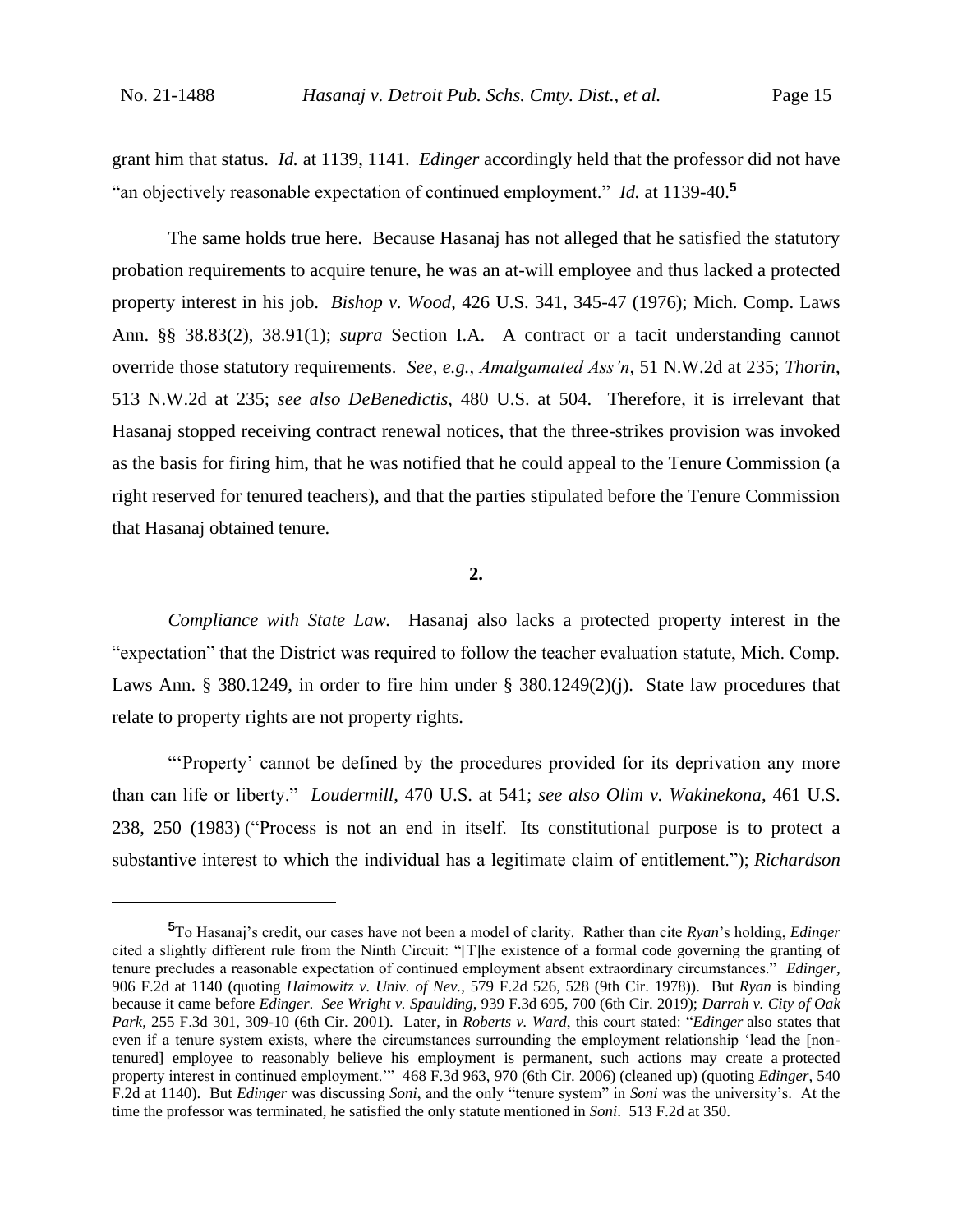grant him that status. *Id.* at 1139, 1141. *Edinger* accordingly held that the professor did not have "an objectively reasonable expectation of continued employment." *Id.* at 1139-40.[5]

The same holds true here. Because Hasanaj has not alleged that he satisfied the statutory probation requirements to acquire tenure, he was an at-will employee and thus lacked a protected property interest in his job. *Bishop v. Wood*, 426 U.S. 341, 345-47 (1976); Mich. Comp. Laws Ann. §§ 38.83(2), 38.91(1); *supra* Section I.A. A contract or a tacit understanding cannot override those statutory requirements. *See, e.g.*, *Amalgamated Ass'n*, 51 N.W.2d at 235; *Thorin*, 513 N.W.2d at 235; *see also DeBenedictis*, 480 U.S. at 504. Therefore, it is irrelevant that Hasanaj stopped receiving contract renewal notices, that the three-strikes provision was invoked as the basis for firing him, that he was notified that he could appeal to the Tenure Commission (a right reserved for tenured teachers), and that the parties stipulated before the Tenure Commission that Hasanaj obtained tenure.

**2.**

*Compliance with State Law.* Hasanaj also lacks a protected property interest in the "expectation" that the District was required to follow the teacher evaluation statute, Mich. Comp. Laws Ann. § 380.1249, in order to fire him under § 380.1249(2)(j). State law procedures that relate to property rights are not property rights.

"'Property' cannot be defined by the procedures provided for its deprivation any more than can life or liberty." *Loudermill*, 470 U.S. at 541; *see also Olim v. Wakinekona*, 461 U.S. 238, 250 (1983) ("Process is not an end in itself. Its constitutional purpose is to protect a substantive interest to which the individual has a legitimate claim of entitlement."); *Richardson*

---

[5] To Hasanaj's credit, our cases have not been a model of clarity. Rather than cite *Ryan*'s holding, *Edinger* cited a slightly different rule from the Ninth Circuit: "[T]he existence of a formal code governing the granting of tenure precludes a reasonable expectation of continued employment absent extraordinary circumstances." *Edinger*, 906 F.2d at 1140 (quoting *Haimowitz v. Univ. of Nev.*, 579 F.2d 526, 528 (9th Cir. 1978)). But *Ryan* is binding because it came before *Edinger*. *See Wright v. Spaulding*, 939 F.3d 695, 700 (6th Cir. 2019); *Darrah v. City of Oak Park*, 255 F.3d 301, 309-10 (6th Cir. 2001). Later, in *Roberts v. Ward*, this court stated: "*Edinger* also states that even if a tenure system exists, where the circumstances surrounding the employment relationship 'lead the [non-tenured] employee to reasonably believe his employment is permanent, such actions may create a protected property interest in continued employment.'" 468 F.3d 963, 970 (6th Cir. 2006) (cleaned up) (quoting *Edinger*, 540 F.2d at 1140). But *Edinger* was discussing *Soni*, and the only "tenure system" in *Soni* was the university's. At the time the professor was terminated, he satisfied the only statute mentioned in *Soni*. 513 F.2d at 350.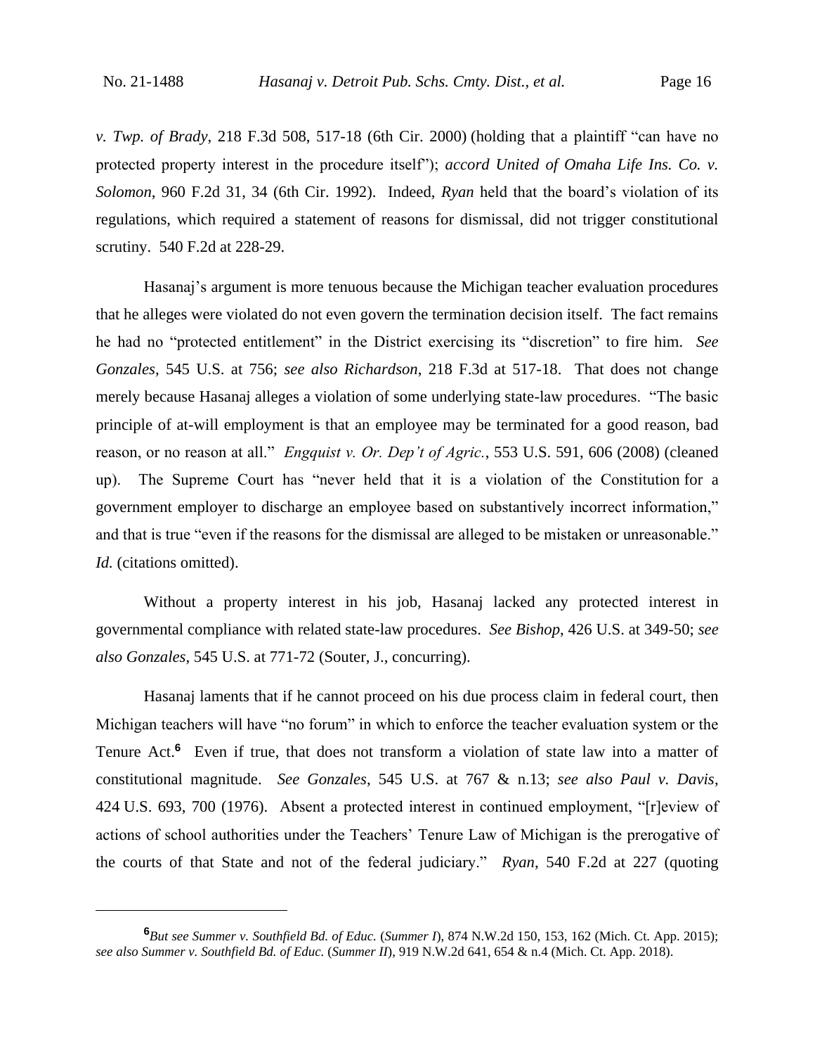*v. Twp. of Brady*, 218 F.3d 508, 517-18 (6th Cir. 2000) (holding that a plaintiff "can have no protected property interest in the procedure itself"); *accord United of Omaha Life Ins. Co. v. Solomon*, 960 F.2d 31, 34 (6th Cir. 1992). Indeed, *Ryan* held that the board's violation of its regulations, which required a statement of reasons for dismissal, did not trigger constitutional scrutiny. 540 F.2d at 228-29.

Hasanaj's argument is more tenuous because the Michigan teacher evaluation procedures that he alleges were violated do not even govern the termination decision itself. The fact remains he had no "protected entitlement" in the District exercising its "discretion" to fire him. *See Gonzales*, 545 U.S. at 756; *see also Richardson*, 218 F.3d at 517-18. That does not change merely because Hasanaj alleges a violation of some underlying state-law procedures. "The basic principle of at-will employment is that an employee may be terminated for a good reason, bad reason, or no reason at all." *Engquist v. Or. Dep't of Agric.*, 553 U.S. 591, 606 (2008) (cleaned up). The Supreme Court has "never held that it is a violation of the Constitution for a government employer to discharge an employee based on substantively incorrect information," and that is true "even if the reasons for the dismissal are alleged to be mistaken or unreasonable." *Id.* (citations omitted).

Without a property interest in his job, Hasanaj lacked any protected interest in governmental compliance with related state-law procedures. *See Bishop*, 426 U.S. at 349-50; *see also Gonzales*, 545 U.S. at 771-72 (Souter, J., concurring).

Hasanaj laments that if he cannot proceed on his due process claim in federal court, then Michigan teachers will have "no forum" in which to enforce the teacher evaluation system or the Tenure Act.[6] Even if true, that does not transform a violation of state law into a matter of constitutional magnitude. *See Gonzales*, 545 U.S. at 767 & n.13; *see also Paul v. Davis*, 424 U.S. 693, 700 (1976). Absent a protected interest in continued employment, "[r]eview of actions of school authorities under the Teachers' Tenure Law of Michigan is the prerogative of the courts of that State and not of the federal judiciary." *Ryan*, 540 F.2d at 227 (quoting

---

[6] *But see Summer v. Southfield Bd. of Educ.* (*Summer I*), 874 N.W.2d 150, 153, 162 (Mich. Ct. App. 2015); *see also Summer v. Southfield Bd. of Educ.* (*Summer II*), 919 N.W.2d 641, 654 & n.4 (Mich. Ct. App. 2018).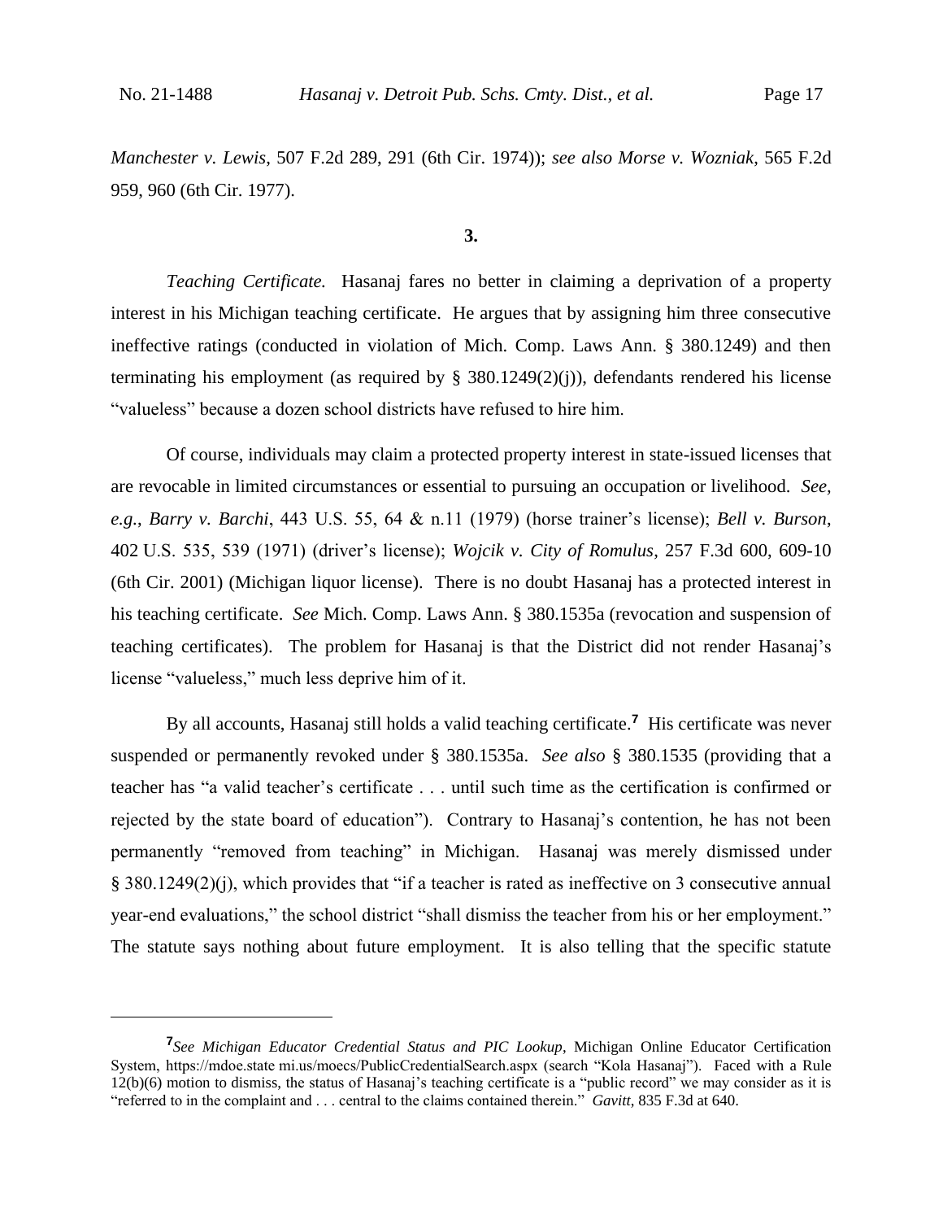*Manchester v. Lewis*, 507 F.2d 289, 291 (6th Cir. 1974)); *see also Morse v. Wozniak*, 565 F.2d 959, 960 (6th Cir. 1977).

**3.**

*Teaching Certificate.* Hasanaj fares no better in claiming a deprivation of a property interest in his Michigan teaching certificate. He argues that by assigning him three consecutive ineffective ratings (conducted in violation of Mich. Comp. Laws Ann. § 380.1249) and then terminating his employment (as required by § 380.1249(2)(j)), defendants rendered his license "valueless" because a dozen school districts have refused to hire him.

Of course, individuals may claim a protected property interest in state-issued licenses that are revocable in limited circumstances or essential to pursuing an occupation or livelihood. *See, e.g.*, *Barry v. Barchi*, 443 U.S. 55, 64 & n.11 (1979) (horse trainer's license); *Bell v. Burson*, 402 U.S. 535, 539 (1971) (driver's license); *Wojcik v. City of Romulus*, 257 F.3d 600, 609-10 (6th Cir. 2001) (Michigan liquor license). There is no doubt Hasanaj has a protected interest in his teaching certificate. *See* Mich. Comp. Laws Ann. § 380.1535a (revocation and suspension of teaching certificates). The problem for Hasanaj is that the District did not render Hasanaj's license "valueless," much less deprive him of it.

By all accounts, Hasanaj still holds a valid teaching certificate.[7] His certificate was never suspended or permanently revoked under § 380.1535a. *See also* § 380.1535 (providing that a teacher has "a valid teacher's certificate . . . until such time as the certification is confirmed or rejected by the state board of education"). Contrary to Hasanaj's contention, he has not been permanently "removed from teaching" in Michigan. Hasanaj was merely dismissed under § 380.1249(2)(j), which provides that "if a teacher is rated as ineffective on 3 consecutive annual year-end evaluations," the school district "shall dismiss the teacher from his or her employment." The statute says nothing about future employment. It is also telling that the specific statute

[7] *See Michigan Educator Credential Status and PIC Lookup*, Michigan Online Educator Certification System, https://mdoe.state mi.us/moecs/PublicCredentialSearch.aspx (search "Kola Hasanaj"). Faced with a Rule 12(b)(6) motion to dismiss, the status of Hasanaj's teaching certificate is a "public record" we may consider as it is "referred to in the complaint and . . . central to the claims contained therein." *Gavitt*, 835 F.3d at 640.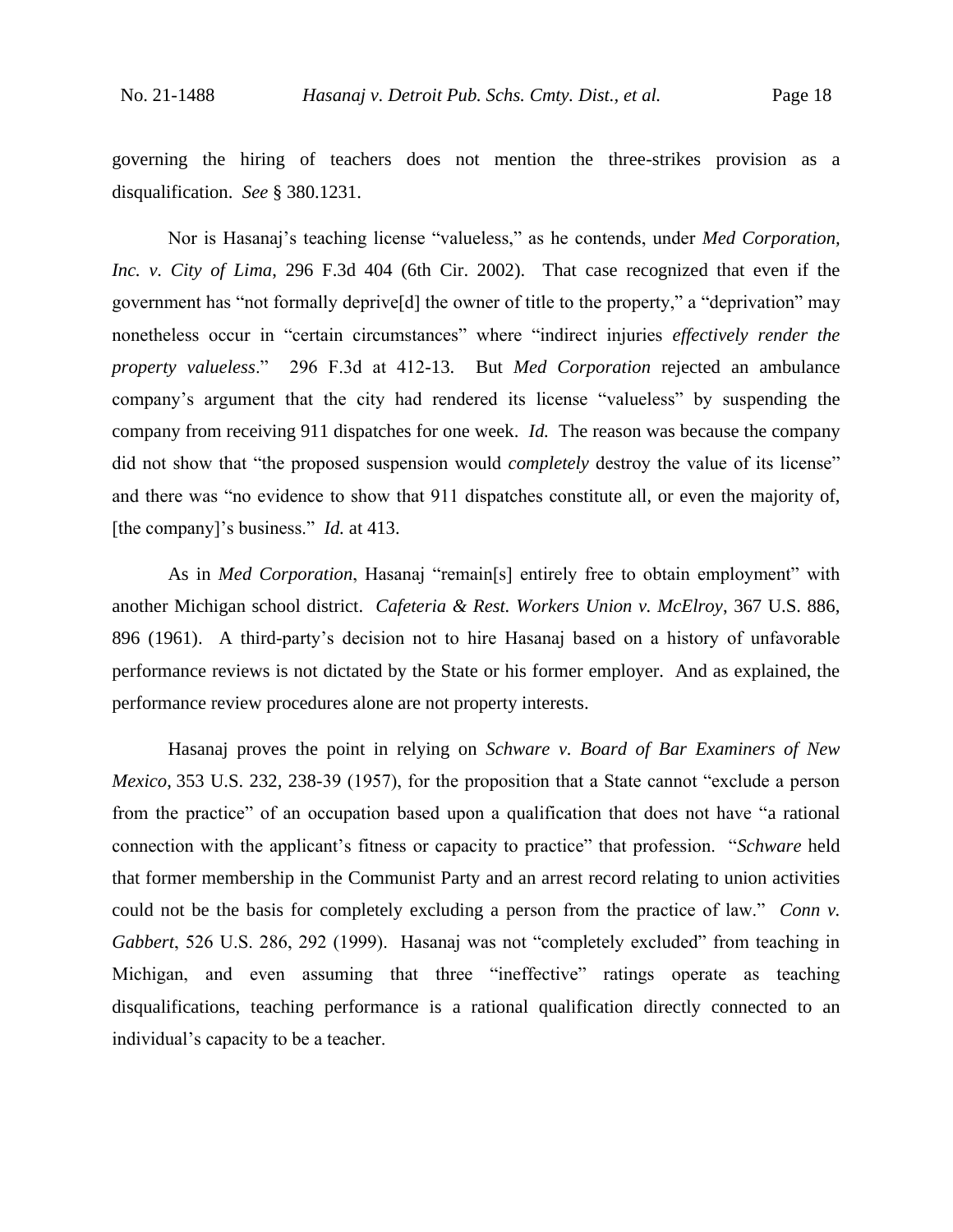governing the hiring of teachers does not mention the three-strikes provision as a disqualification. *See* § 380.1231.

Nor is Hasanaj's teaching license "valueless," as he contends, under *Med Corporation, Inc. v. City of Lima*, 296 F.3d 404 (6th Cir. 2002). That case recognized that even if the government has "not formally deprive[d] the owner of title to the property," a "deprivation" may nonetheless occur in "certain circumstances" where "indirect injuries *effectively render the property valueless*." 296 F.3d at 412-13. But *Med Corporation* rejected an ambulance company's argument that the city had rendered its license "valueless" by suspending the company from receiving 911 dispatches for one week. *Id.* The reason was because the company did not show that "the proposed suspension would *completely* destroy the value of its license" and there was "no evidence to show that 911 dispatches constitute all, or even the majority of, [the company]'s business." *Id.* at 413.

As in *Med Corporation*, Hasanaj "remain[s] entirely free to obtain employment" with another Michigan school district. *Cafeteria & Rest. Workers Union v. McElroy*, 367 U.S. 886, 896 (1961). A third-party's decision not to hire Hasanaj based on a history of unfavorable performance reviews is not dictated by the State or his former employer. And as explained, the performance review procedures alone are not property interests.

Hasanaj proves the point in relying on *Schware v. Board of Bar Examiners of New Mexico*, 353 U.S. 232, 238-39 (1957), for the proposition that a State cannot "exclude a person from the practice" of an occupation based upon a qualification that does not have "a rational connection with the applicant's fitness or capacity to practice" that profession. "*Schware* held that former membership in the Communist Party and an arrest record relating to union activities could not be the basis for completely excluding a person from the practice of law." *Conn v. Gabbert*, 526 U.S. 286, 292 (1999). Hasanaj was not "completely excluded" from teaching in Michigan, and even assuming that three "ineffective" ratings operate as teaching disqualifications, teaching performance is a rational qualification directly connected to an individual's capacity to be a teacher.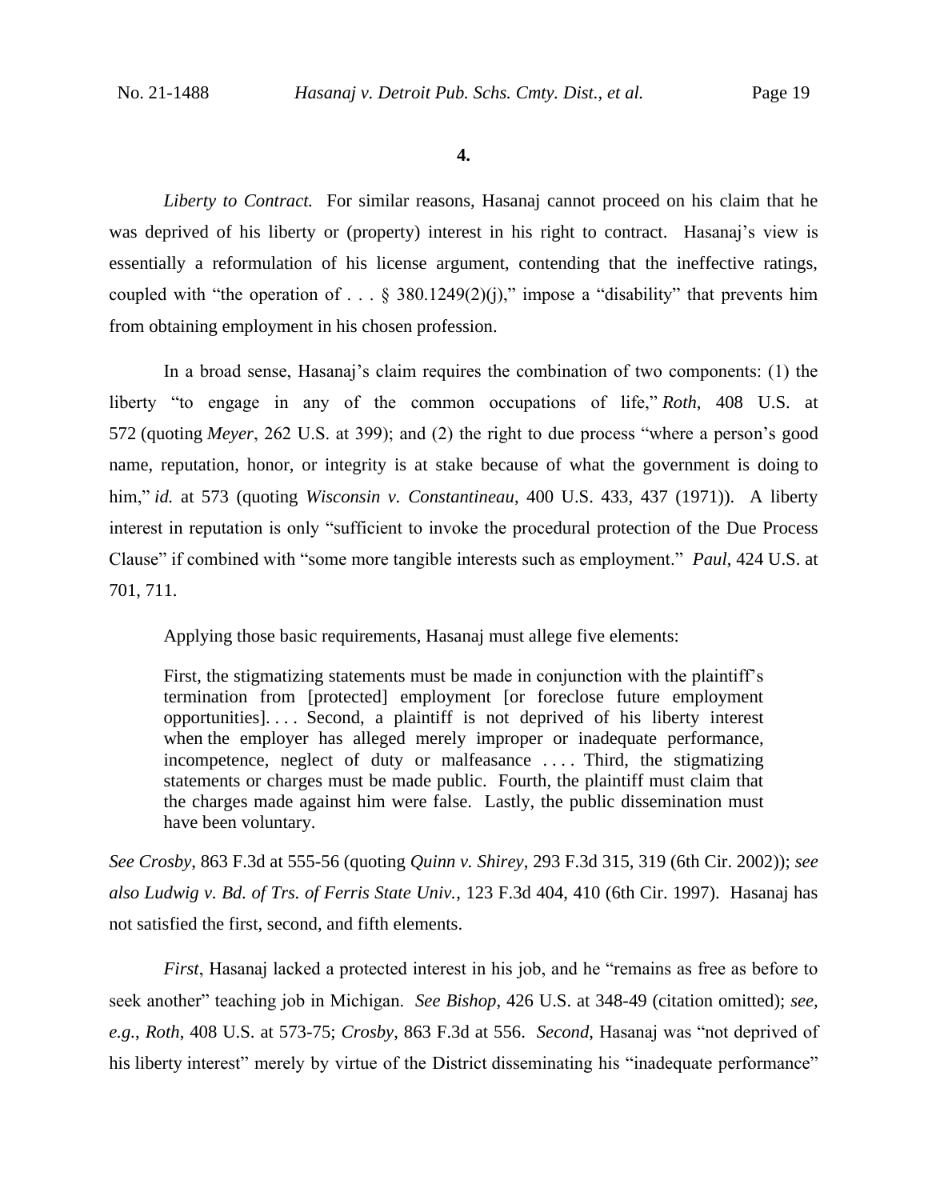**4.**

*Liberty to Contract.* For similar reasons, Hasanaj cannot proceed on his claim that he was deprived of his liberty or (property) interest in his right to contract. Hasanaj's view is essentially a reformulation of his license argument, contending that the ineffective ratings, coupled with "the operation of . . . § 380.1249(2)(j)," impose a "disability" that prevents him from obtaining employment in his chosen profession.

In a broad sense, Hasanaj's claim requires the combination of two components: (1) the liberty "to engage in any of the common occupations of life," *Roth*, 408 U.S. at 572 (quoting *Meyer*, 262 U.S. at 399); and (2) the right to due process "where a person's good name, reputation, honor, or integrity is at stake because of what the government is doing to him," *id.* at 573 (quoting *Wisconsin v. Constantineau*, 400 U.S. 433, 437 (1971)). A liberty interest in reputation is only "sufficient to invoke the procedural protection of the Due Process Clause" if combined with "some more tangible interests such as employment." *Paul*, 424 U.S. at 701, 711.

Applying those basic requirements, Hasanaj must allege five elements:

> First, the stigmatizing statements must be made in conjunction with the plaintiff's termination from [protected] employment [or foreclose future employment opportunities]. . . . Second, a plaintiff is not deprived of his liberty interest when the employer has alleged merely improper or inadequate performance, incompetence, neglect of duty or malfeasance . . . . Third, the stigmatizing statements or charges must be made public. Fourth, the plaintiff must claim that the charges made against him were false. Lastly, the public dissemination must have been voluntary.

*See Crosby*, 863 F.3d at 555-56 (quoting *Quinn v. Shirey*, 293 F.3d 315, 319 (6th Cir. 2002)); *see also Ludwig v. Bd. of Trs. of Ferris State Univ.*, 123 F.3d 404, 410 (6th Cir. 1997). Hasanaj has not satisfied the first, second, and fifth elements.

*First*, Hasanaj lacked a protected interest in his job, and he "remains as free as before to seek another" teaching job in Michigan. *See Bishop*, 426 U.S. at 348-49 (citation omitted); *see, e.g.*, *Roth*, 408 U.S. at 573-75; *Crosby*, 863 F.3d at 556. *Second*, Hasanaj was "not deprived of his liberty interest" merely by virtue of the District disseminating his "inadequate performance"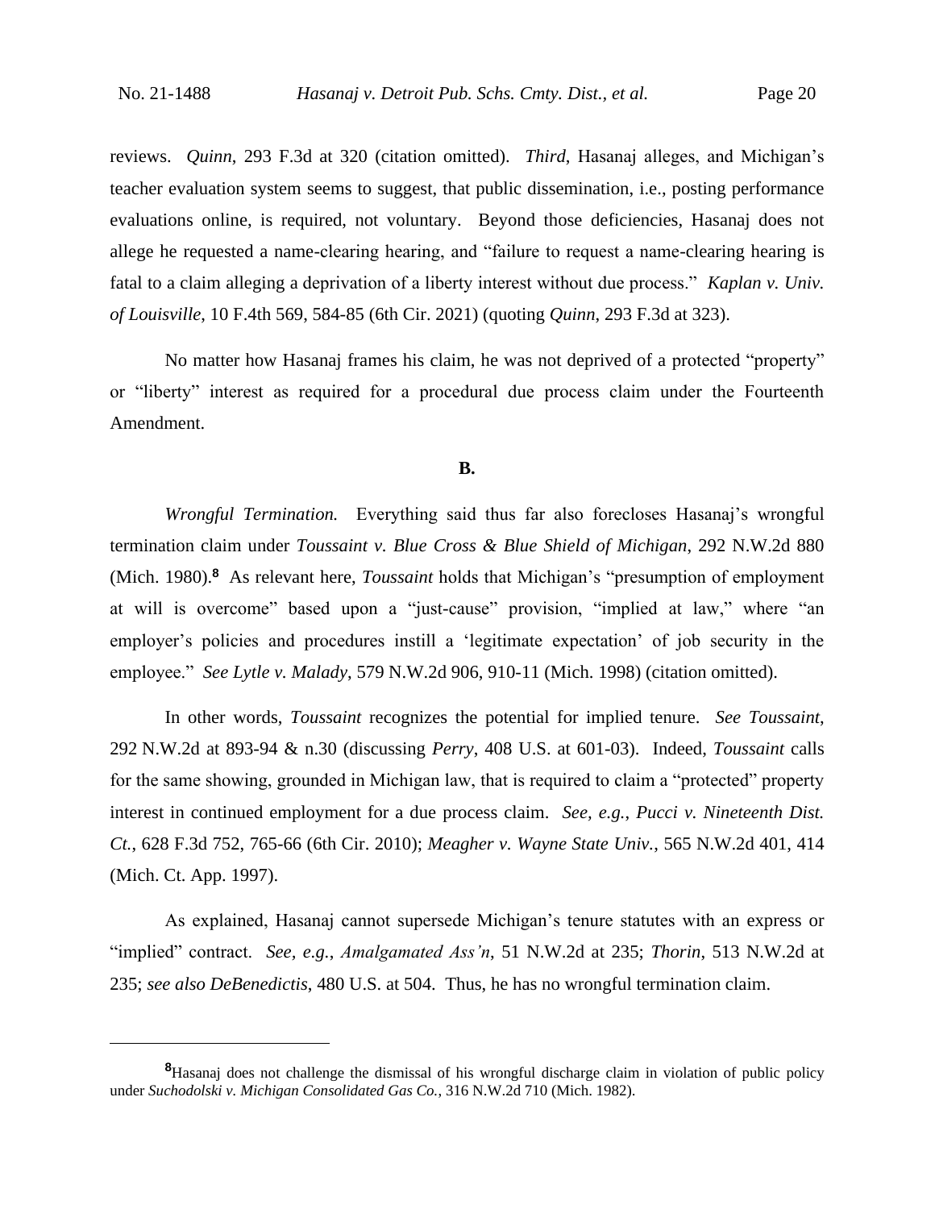reviews. *Quinn*, 293 F.3d at 320 (citation omitted). *Third*, Hasanaj alleges, and Michigan's teacher evaluation system seems to suggest, that public dissemination, i.e., posting performance evaluations online, is required, not voluntary. Beyond those deficiencies, Hasanaj does not allege he requested a name-clearing hearing, and "failure to request a name-clearing hearing is fatal to a claim alleging a deprivation of a liberty interest without due process." *Kaplan v. Univ. of Louisville*, 10 F.4th 569, 584-85 (6th Cir. 2021) (quoting *Quinn*, 293 F.3d at 323).

No matter how Hasanaj frames his claim, he was not deprived of a protected "property" or "liberty" interest as required for a procedural due process claim under the Fourteenth Amendment.

**B.**

*Wrongful Termination.* Everything said thus far also forecloses Hasanaj's wrongful termination claim under *Toussaint v. Blue Cross & Blue Shield of Michigan*, 292 N.W.2d 880 (Mich. 1980).[8] As relevant here, *Toussaint* holds that Michigan's "presumption of employment at will is overcome" based upon a "just-cause" provision, "implied at law," where "an employer's policies and procedures instill a 'legitimate expectation' of job security in the employee." *See Lytle v. Malady*, 579 N.W.2d 906, 910-11 (Mich. 1998) (citation omitted).

In other words, *Toussaint* recognizes the potential for implied tenure. *See Toussaint*, 292 N.W.2d at 893-94 & n.30 (discussing *Perry*, 408 U.S. at 601-03). Indeed, *Toussaint* calls for the same showing, grounded in Michigan law, that is required to claim a "protected" property interest in continued employment for a due process claim. *See, e.g.*, *Pucci v. Nineteenth Dist. Ct.*, 628 F.3d 752, 765-66 (6th Cir. 2010); *Meagher v. Wayne State Univ.*, 565 N.W.2d 401, 414 (Mich. Ct. App. 1997).

As explained, Hasanaj cannot supersede Michigan's tenure statutes with an express or "implied" contract. *See, e.g.*, *Amalgamated Ass'n*, 51 N.W.2d at 235; *Thorin*, 513 N.W.2d at 235; *see also DeBenedictis*, 480 U.S. at 504. Thus, he has no wrongful termination claim.

---

[8]Hasanaj does not challenge the dismissal of his wrongful discharge claim in violation of public policy under *Suchodolski v. Michigan Consolidated Gas Co.*, 316 N.W.2d 710 (Mich. 1982).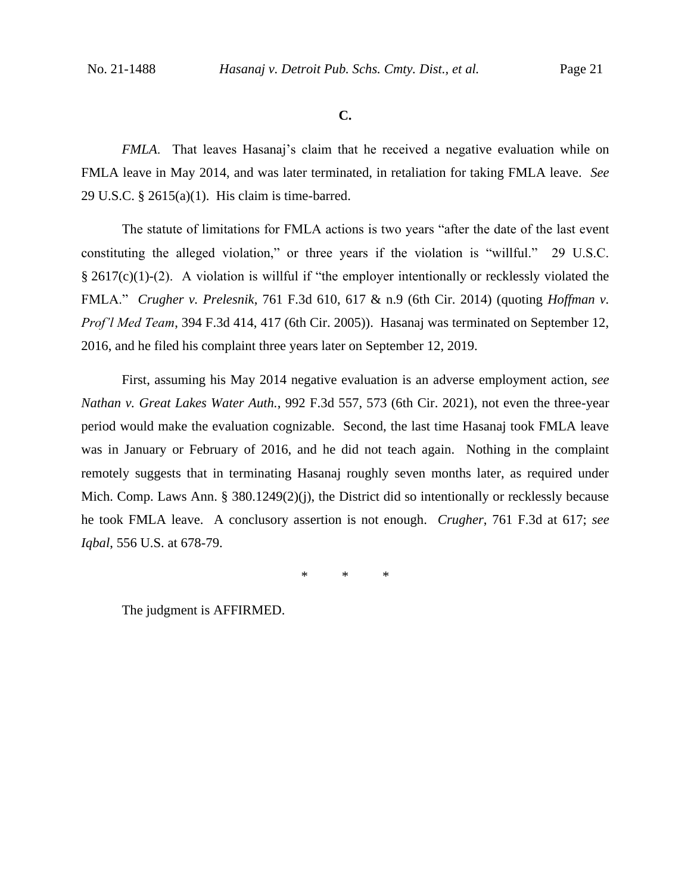**C.**

*FMLA.* That leaves Hasanaj's claim that he received a negative evaluation while on FMLA leave in May 2014, and was later terminated, in retaliation for taking FMLA leave. *See* 29 U.S.C. § 2615(a)(1). His claim is time-barred.

The statute of limitations for FMLA actions is two years "after the date of the last event constituting the alleged violation," or three years if the violation is "willful." 29 U.S.C. § 2617(c)(1)-(2). A violation is willful if "the employer intentionally or recklessly violated the FMLA." *Crugher v. Prelesnik*, 761 F.3d 610, 617 & n.9 (6th Cir. 2014) (quoting *Hoffman v. Prof'l Med Team*, 394 F.3d 414, 417 (6th Cir. 2005)). Hasanaj was terminated on September 12, 2016, and he filed his complaint three years later on September 12, 2019.

First, assuming his May 2014 negative evaluation is an adverse employment action, *see Nathan v. Great Lakes Water Auth.*, 992 F.3d 557, 573 (6th Cir. 2021), not even the three-year period would make the evaluation cognizable. Second, the last time Hasanaj took FMLA leave was in January or February of 2016, and he did not teach again. Nothing in the complaint remotely suggests that in terminating Hasanaj roughly seven months later, as required under Mich. Comp. Laws Ann. § 380.1249(2)(j), the District did so intentionally or recklessly because he took FMLA leave. A conclusory assertion is not enough. *Crugher*, 761 F.3d at 617; *see Iqbal*, 556 U.S. at 678-79.

\* \* \*

The judgment is AFFIRMED.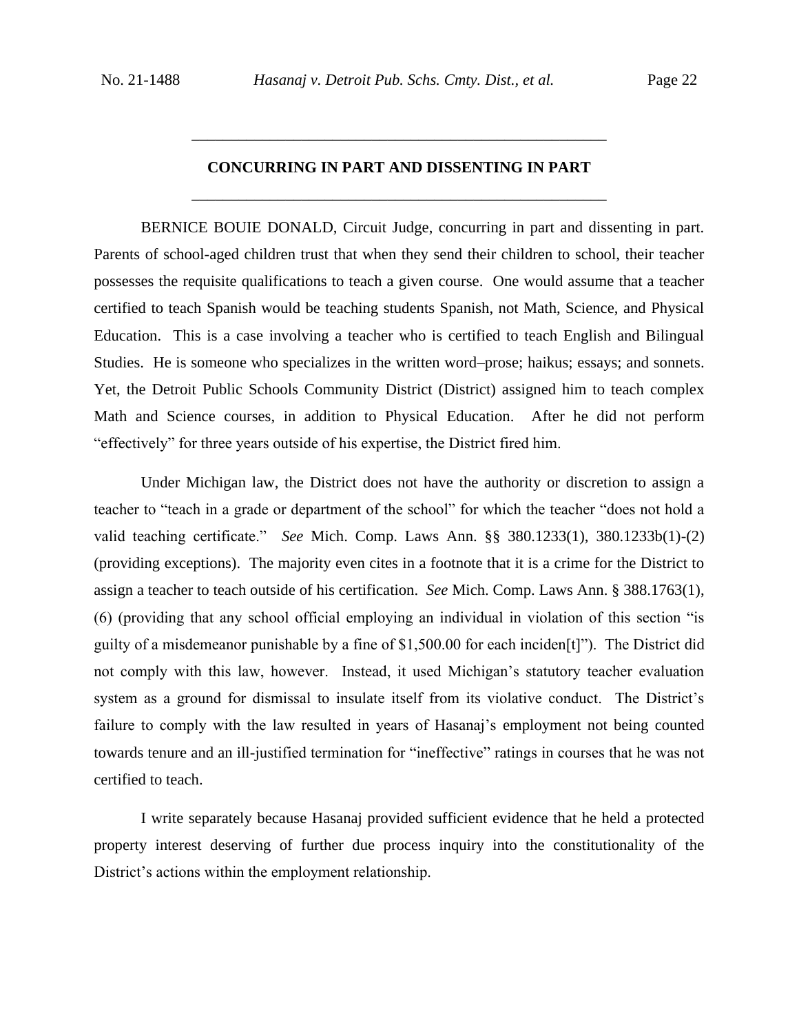## CONCURRING IN PART AND DISSENTING IN PART

BERNICE BOUIE DONALD, Circuit Judge, concurring in part and dissenting in part. Parents of school-aged children trust that when they send their children to school, their teacher possesses the requisite qualifications to teach a given course. One would assume that a teacher certified to teach Spanish would be teaching students Spanish, not Math, Science, and Physical Education. This is a case involving a teacher who is certified to teach English and Bilingual Studies. He is someone who specializes in the written word–prose; haikus; essays; and sonnets. Yet, the Detroit Public Schools Community District (District) assigned him to teach complex Math and Science courses, in addition to Physical Education. After he did not perform "effectively" for three years outside of his expertise, the District fired him.

Under Michigan law, the District does not have the authority or discretion to assign a teacher to "teach in a grade or department of the school" for which the teacher "does not hold a valid teaching certificate." *See* Mich. Comp. Laws Ann. §§ 380.1233(1), 380.1233b(1)-(2) (providing exceptions). The majority even cites in a footnote that it is a crime for the District to assign a teacher to teach outside of his certification. *See* Mich. Comp. Laws Ann. § 388.1763(1), (6) (providing that any school official employing an individual in violation of this section "is guilty of a misdemeanor punishable by a fine of $1,500.00 for each inciden[t]"). The District did not comply with this law, however. Instead, it used Michigan's statutory teacher evaluation system as a ground for dismissal to insulate itself from its violative conduct. The District's failure to comply with the law resulted in years of Hasanaj's employment not being counted towards tenure and an ill-justified termination for "ineffective" ratings in courses that he was not certified to teach.

I write separately because Hasanaj provided sufficient evidence that he held a protected property interest deserving of further due process inquiry into the constitutionality of the District's actions within the employment relationship.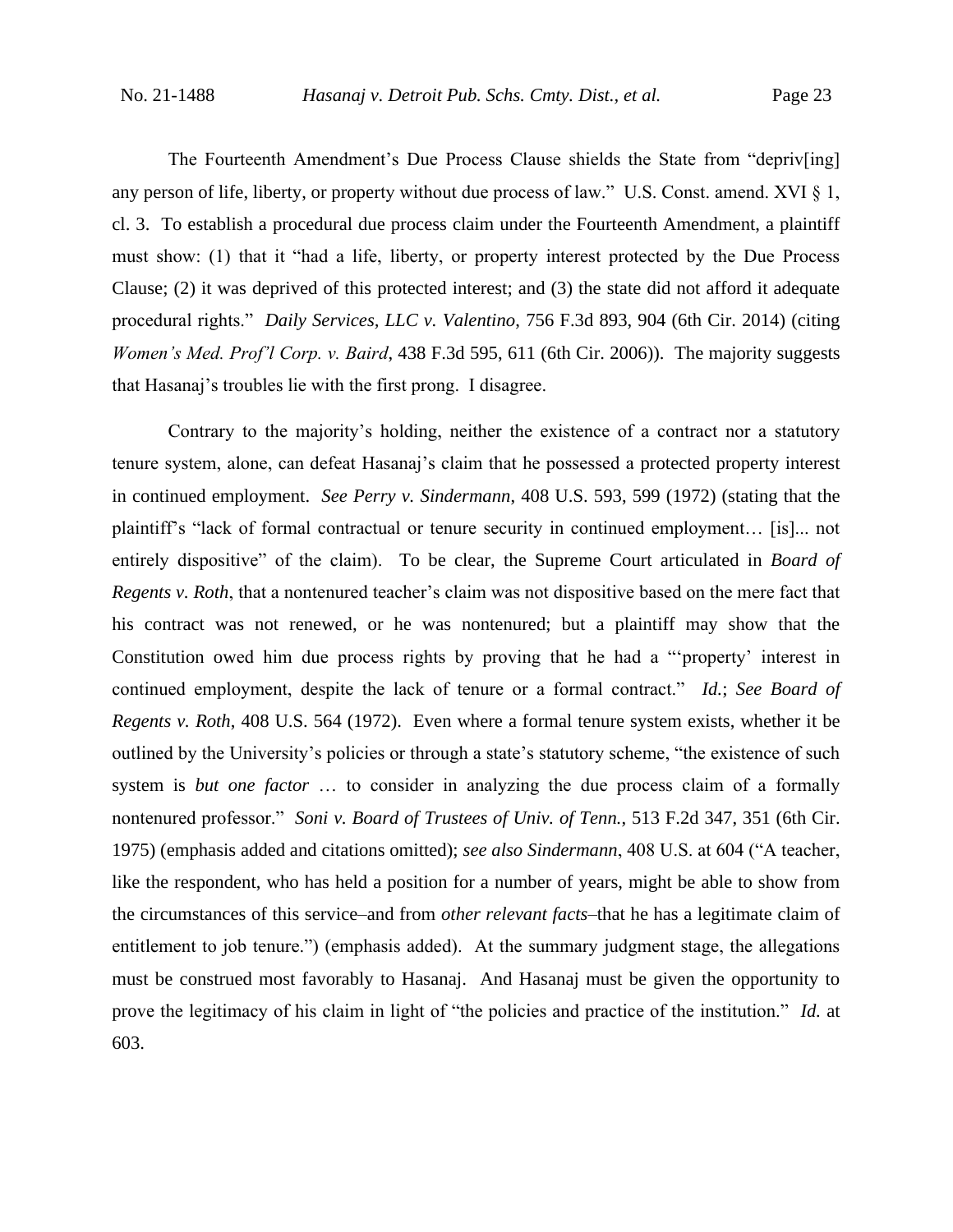The Fourteenth Amendment's Due Process Clause shields the State from "depriv[ing] any person of life, liberty, or property without due process of law." U.S. Const. amend. XVI § 1, cl. 3. To establish a procedural due process claim under the Fourteenth Amendment, a plaintiff must show: (1) that it "had a life, liberty, or property interest protected by the Due Process Clause; (2) it was deprived of this protected interest; and (3) the state did not afford it adequate procedural rights." *Daily Services, LLC v. Valentino,* 756 F.3d 893, 904 (6th Cir. 2014) (citing *Women's Med. Prof'l Corp. v. Baird*, 438 F.3d 595, 611 (6th Cir. 2006)). The majority suggests that Hasanaj's troubles lie with the first prong. I disagree.

Contrary to the majority's holding, neither the existence of a contract nor a statutory tenure system, alone, can defeat Hasanaj's claim that he possessed a protected property interest in continued employment. *See Perry v. Sindermann*, 408 U.S. 593, 599 (1972) (stating that the plaintiff's "lack of formal contractual or tenure security in continued employment… [is]... not entirely dispositive" of the claim). To be clear, the Supreme Court articulated in *Board of Regents v. Roth*, that a nontenured teacher's claim was not dispositive based on the mere fact that his contract was not renewed, or he was nontenured; but a plaintiff may show that the Constitution owed him due process rights by proving that he had a "'property' interest in continued employment, despite the lack of tenure or a formal contract." *Id.*; *See Board of Regents v. Roth*, 408 U.S. 564 (1972). Even where a formal tenure system exists, whether it be outlined by the University's policies or through a state's statutory scheme, "the existence of such system is *but one factor* … to consider in analyzing the due process claim of a formally nontenured professor." *Soni v. Board of Trustees of Univ. of Tenn.,* 513 F.2d 347, 351 (6th Cir. 1975) (emphasis added and citations omitted); *see also Sindermann*, 408 U.S. at 604 ("A teacher, like the respondent, who has held a position for a number of years, might be able to show from the circumstances of this service–and from *other relevant facts*–that he has a legitimate claim of entitlement to job tenure.") (emphasis added). At the summary judgment stage, the allegations must be construed most favorably to Hasanaj. And Hasanaj must be given the opportunity to prove the legitimacy of his claim in light of "the policies and practice of the institution." *Id.* at 603.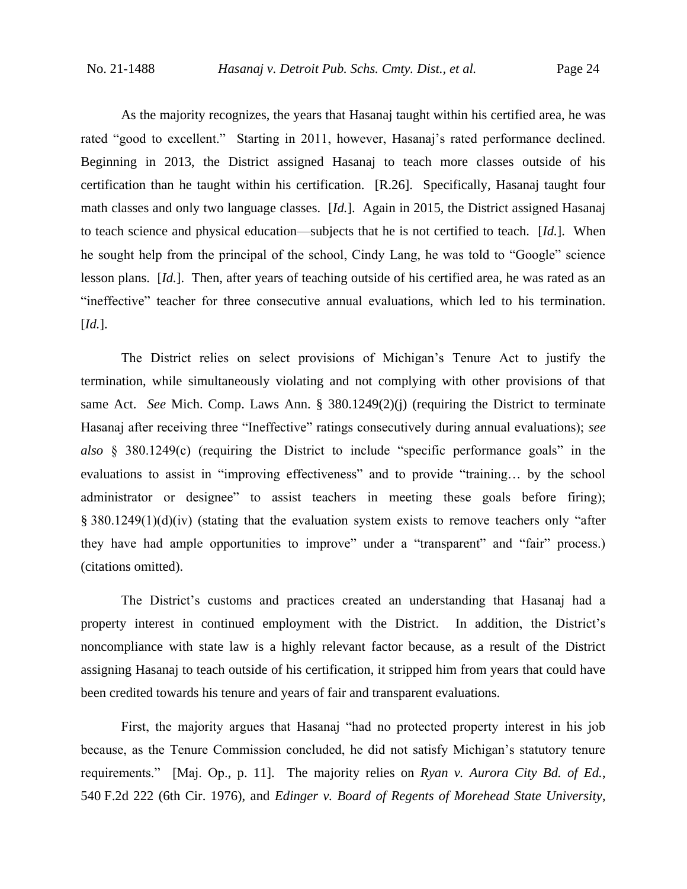As the majority recognizes, the years that Hasanaj taught within his certified area, he was rated "good to excellent." Starting in 2011, however, Hasanaj's rated performance declined. Beginning in 2013, the District assigned Hasanaj to teach more classes outside of his certification than he taught within his certification. [R.26]. Specifically, Hasanaj taught four math classes and only two language classes. [*Id.*]. Again in 2015, the District assigned Hasanaj to teach science and physical education—subjects that he is not certified to teach. [*Id.*]. When he sought help from the principal of the school, Cindy Lang, he was told to "Google" science lesson plans. [*Id.*]. Then, after years of teaching outside of his certified area, he was rated as an "ineffective" teacher for three consecutive annual evaluations, which led to his termination. [*Id.*].

The District relies on select provisions of Michigan's Tenure Act to justify the termination, while simultaneously violating and not complying with other provisions of that same Act. *See* Mich. Comp. Laws Ann. § 380.1249(2)(j) (requiring the District to terminate Hasanaj after receiving three "Ineffective" ratings consecutively during annual evaluations); *see also* § 380.1249(c) (requiring the District to include "specific performance goals" in the evaluations to assist in "improving effectiveness" and to provide "training… by the school administrator or designee" to assist teachers in meeting these goals before firing); § 380.1249(1)(d)(iv) (stating that the evaluation system exists to remove teachers only "after they have had ample opportunities to improve" under a "transparent" and "fair" process.) (citations omitted).

The District's customs and practices created an understanding that Hasanaj had a property interest in continued employment with the District. In addition, the District's noncompliance with state law is a highly relevant factor because, as a result of the District assigning Hasanaj to teach outside of his certification, it stripped him from years that could have been credited towards his tenure and years of fair and transparent evaluations.

First, the majority argues that Hasanaj "had no protected property interest in his job because, as the Tenure Commission concluded, he did not satisfy Michigan's statutory tenure requirements." [Maj. Op., p. 11]. The majority relies on *Ryan v. Aurora City Bd. of Ed.*, 540 F.2d 222 (6th Cir. 1976), and *Edinger v. Board of Regents of Morehead State University*,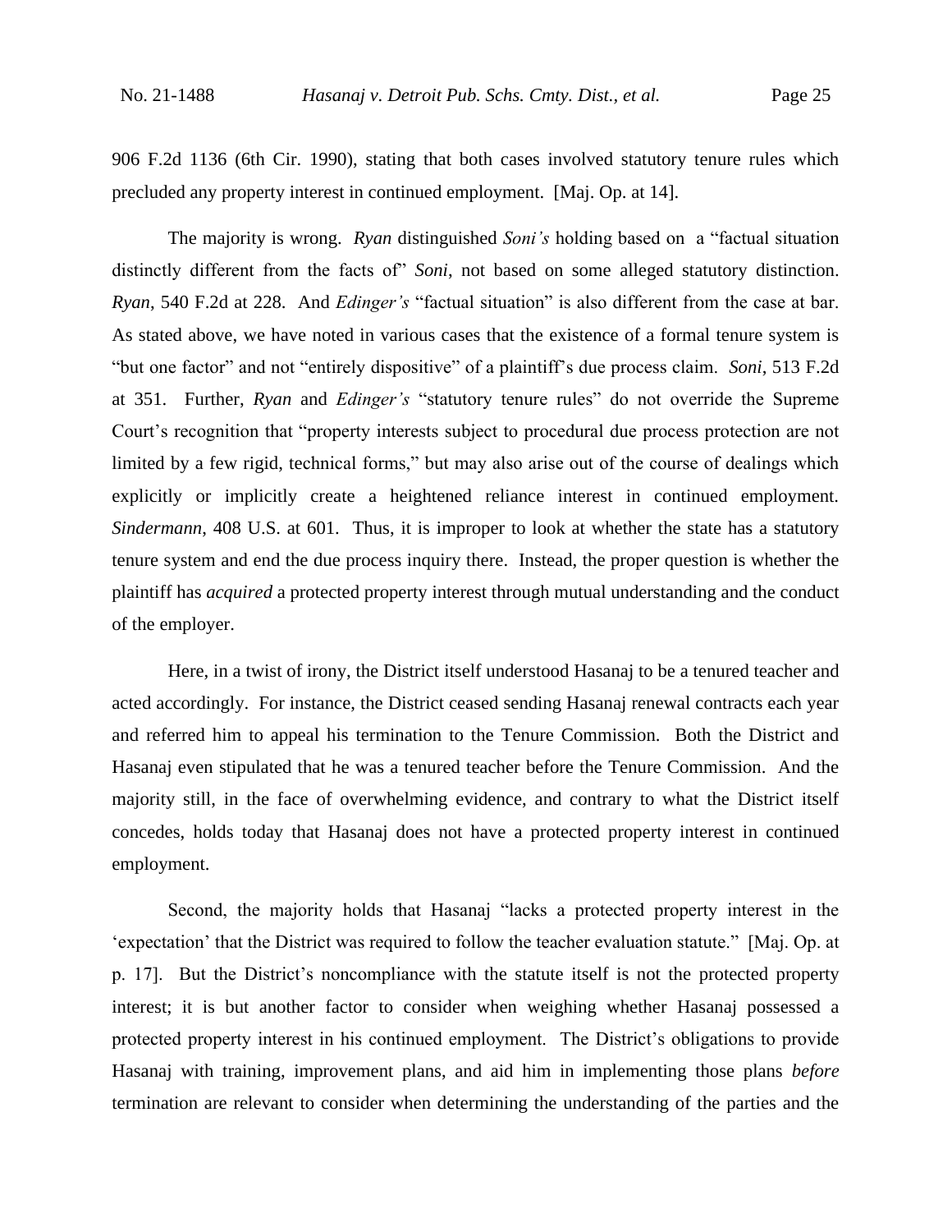906 F.2d 1136 (6th Cir. 1990), stating that both cases involved statutory tenure rules which precluded any property interest in continued employment. [Maj. Op. at 14].

The majority is wrong. *Ryan* distinguished *Soni's* holding based on a "factual situation distinctly different from the facts of" *Soni*, not based on some alleged statutory distinction. *Ryan*, 540 F.2d at 228. And *Edinger's* "factual situation" is also different from the case at bar. As stated above, we have noted in various cases that the existence of a formal tenure system is "but one factor" and not "entirely dispositive" of a plaintiff's due process claim. *Soni*, 513 F.2d at 351. Further, *Ryan* and *Edinger's* "statutory tenure rules" do not override the Supreme Court's recognition that "property interests subject to procedural due process protection are not limited by a few rigid, technical forms," but may also arise out of the course of dealings which explicitly or implicitly create a heightened reliance interest in continued employment. *Sindermann*, 408 U.S. at 601. Thus, it is improper to look at whether the state has a statutory tenure system and end the due process inquiry there. Instead, the proper question is whether the plaintiff has *acquired* a protected property interest through mutual understanding and the conduct of the employer.

Here, in a twist of irony, the District itself understood Hasanaj to be a tenured teacher and acted accordingly. For instance, the District ceased sending Hasanaj renewal contracts each year and referred him to appeal his termination to the Tenure Commission. Both the District and Hasanaj even stipulated that he was a tenured teacher before the Tenure Commission. And the majority still, in the face of overwhelming evidence, and contrary to what the District itself concedes, holds today that Hasanaj does not have a protected property interest in continued employment.

Second, the majority holds that Hasanaj "lacks a protected property interest in the 'expectation' that the District was required to follow the teacher evaluation statute." [Maj. Op. at p. 17]. But the District's noncompliance with the statute itself is not the protected property interest; it is but another factor to consider when weighing whether Hasanaj possessed a protected property interest in his continued employment. The District's obligations to provide Hasanaj with training, improvement plans, and aid him in implementing those plans *before* termination are relevant to consider when determining the understanding of the parties and the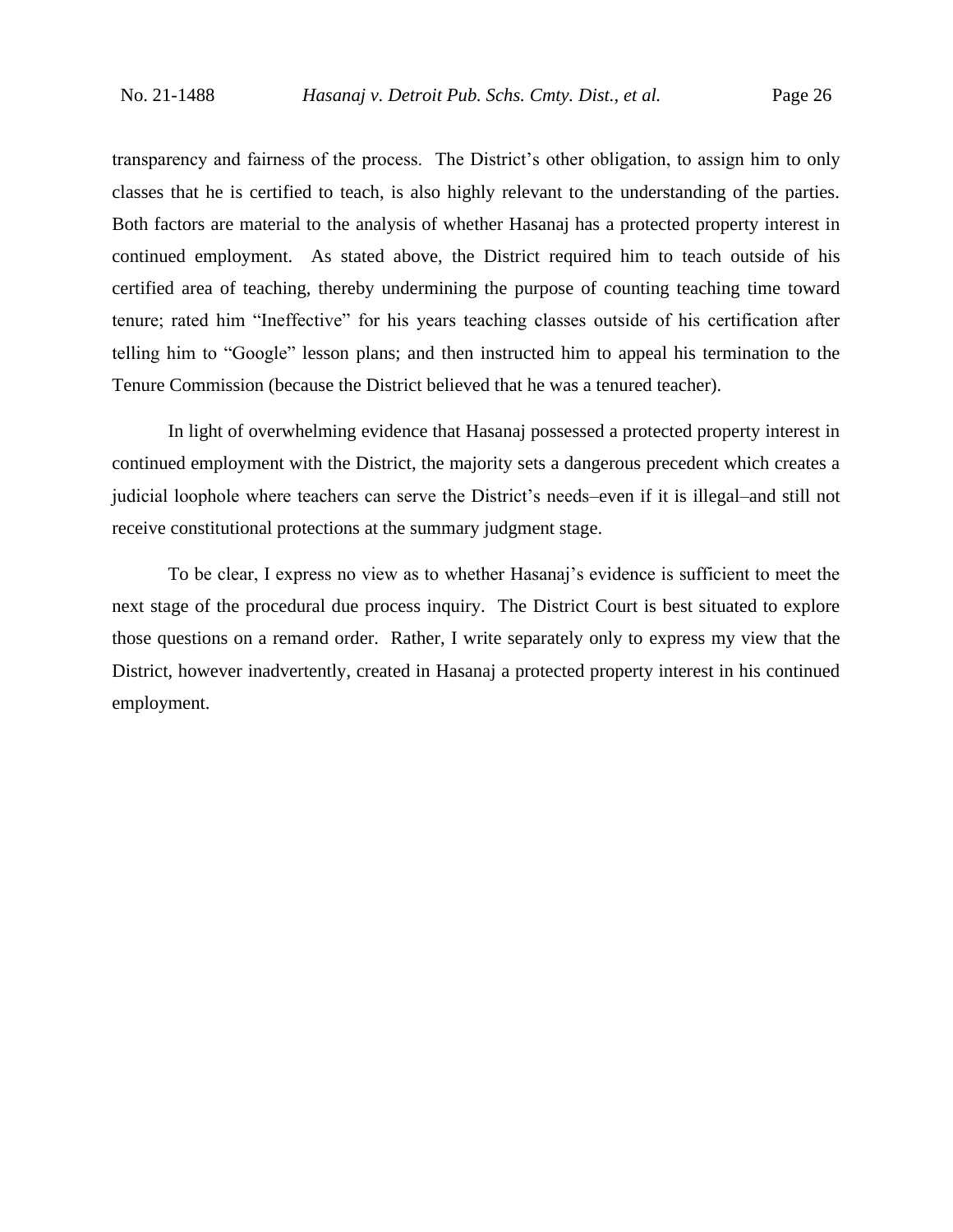transparency and fairness of the process. The District's other obligation, to assign him to only classes that he is certified to teach, is also highly relevant to the understanding of the parties. Both factors are material to the analysis of whether Hasanaj has a protected property interest in continued employment. As stated above, the District required him to teach outside of his certified area of teaching, thereby undermining the purpose of counting teaching time toward tenure; rated him "Ineffective" for his years teaching classes outside of his certification after telling him to "Google" lesson plans; and then instructed him to appeal his termination to the Tenure Commission (because the District believed that he was a tenured teacher).

In light of overwhelming evidence that Hasanaj possessed a protected property interest in continued employment with the District, the majority sets a dangerous precedent which creates a judicial loophole where teachers can serve the District's needs–even if it is illegal–and still not receive constitutional protections at the summary judgment stage.

To be clear, I express no view as to whether Hasanaj's evidence is sufficient to meet the next stage of the procedural due process inquiry. The District Court is best situated to explore those questions on a remand order. Rather, I write separately only to express my view that the District, however inadvertently, created in Hasanaj a protected property interest in his continued employment.